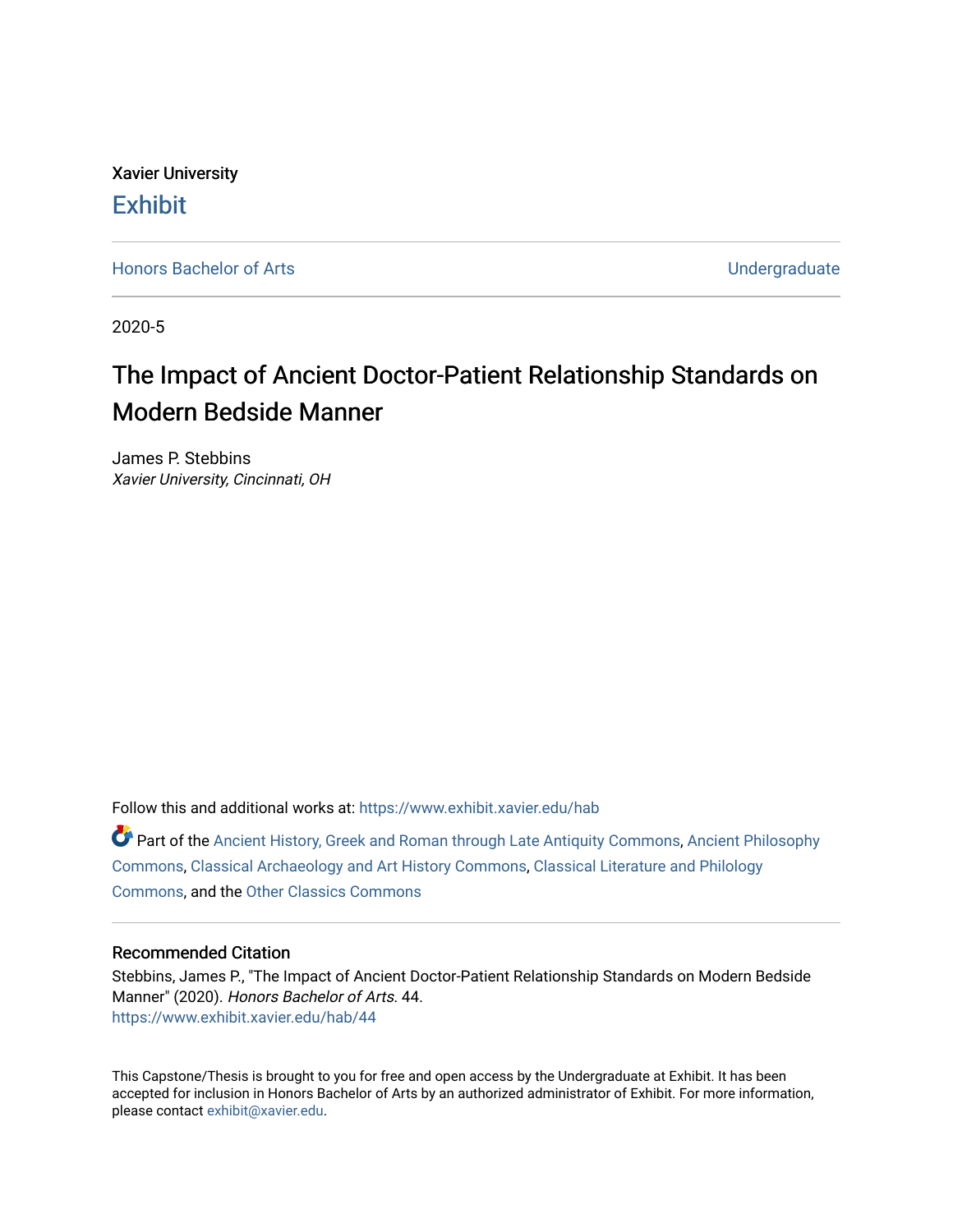Xavier University

# Exhibit

Honors Bachelor of Arts | Undergraduate

2020-5

## The Impact of Ancient Doctor-Patient Relationship Standards on Modern Bedside Manner

James P. Stebbins
*Xavier University, Cincinnati, OH*

Follow this and additional works at: https://www.exhibit.xavier.edu/hab

Part of the Ancient History, Greek and Roman through Late Antiquity Commons, Ancient Philosophy Commons, Classical Archaeology and Art History Commons, Classical Literature and Philology Commons, and the Other Classics Commons

### Recommended Citation

Stebbins, James P., "The Impact of Ancient Doctor-Patient Relationship Standards on Modern Bedside Manner" (2020). *Honors Bachelor of Arts*. 44.
https://www.exhibit.xavier.edu/hab/44

This Capstone/Thesis is brought to you for free and open access by the Undergraduate at Exhibit. It has been accepted for inclusion in Honors Bachelor of Arts by an authorized administrator of Exhibit. For more information, please contact exhibit@xavier.edu.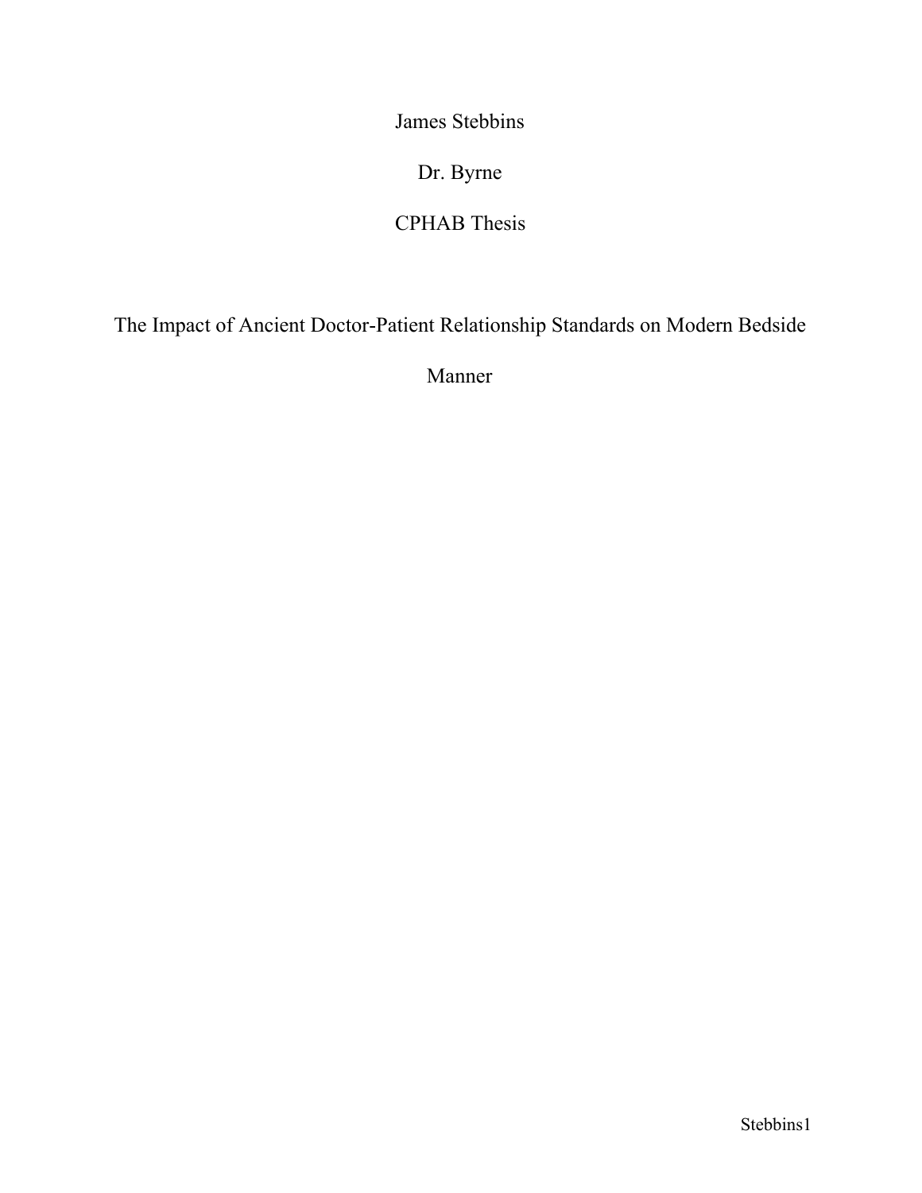James Stebbins

Dr. Byrne

CPHAB Thesis

# The Impact of Ancient Doctor-Patient Relationship Standards on Modern Bedside Manner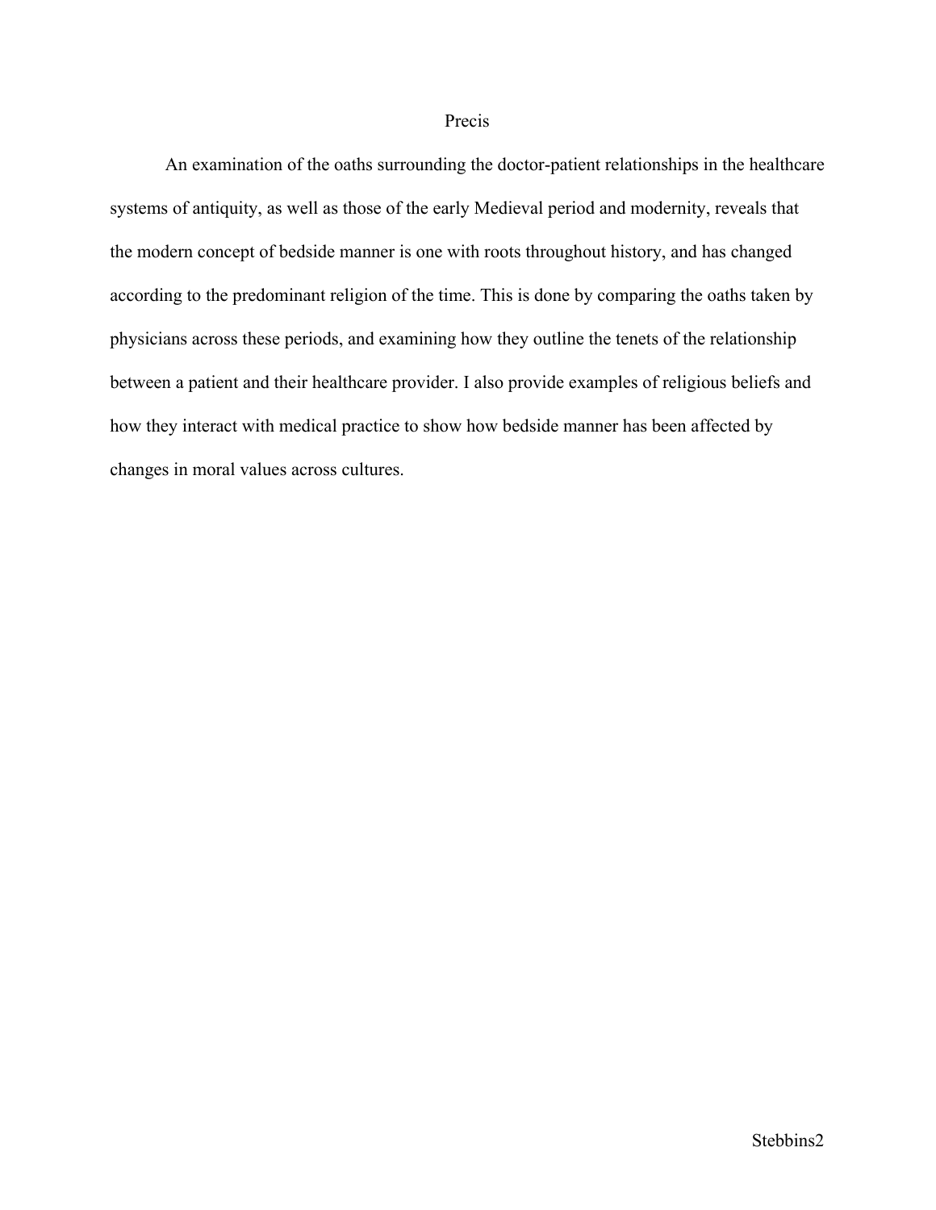# Precis

An examination of the oaths surrounding the doctor-patient relationships in the healthcare systems of antiquity, as well as those of the early Medieval period and modernity, reveals that the modern concept of bedside manner is one with roots throughout history, and has changed according to the predominant religion of the time. This is done by comparing the oaths taken by physicians across these periods, and examining how they outline the tenets of the relationship between a patient and their healthcare provider. I also provide examples of religious beliefs and how they interact with medical practice to show how bedside manner has been affected by changes in moral values across cultures.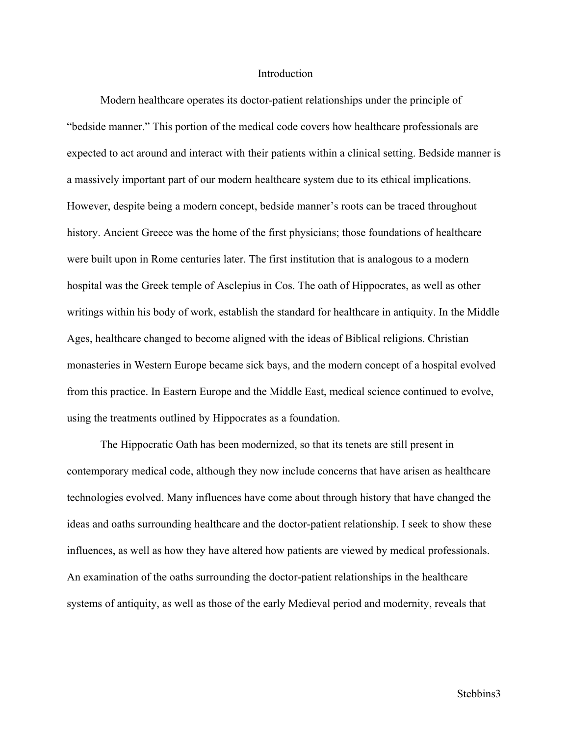# Introduction

Modern healthcare operates its doctor-patient relationships under the principle of "bedside manner." This portion of the medical code covers how healthcare professionals are expected to act around and interact with their patients within a clinical setting. Bedside manner is a massively important part of our modern healthcare system due to its ethical implications. However, despite being a modern concept, bedside manner's roots can be traced throughout history. Ancient Greece was the home of the first physicians; those foundations of healthcare were built upon in Rome centuries later. The first institution that is analogous to a modern hospital was the Greek temple of Asclepius in Cos. The oath of Hippocrates, as well as other writings within his body of work, establish the standard for healthcare in antiquity. In the Middle Ages, healthcare changed to become aligned with the ideas of Biblical religions. Christian monasteries in Western Europe became sick bays, and the modern concept of a hospital evolved from this practice. In Eastern Europe and the Middle East, medical science continued to evolve, using the treatments outlined by Hippocrates as a foundation.

The Hippocratic Oath has been modernized, so that its tenets are still present in contemporary medical code, although they now include concerns that have arisen as healthcare technologies evolved. Many influences have come about through history that have changed the ideas and oaths surrounding healthcare and the doctor-patient relationship. I seek to show these influences, as well as how they have altered how patients are viewed by medical professionals. An examination of the oaths surrounding the doctor-patient relationships in the healthcare systems of antiquity, as well as those of the early Medieval period and modernity, reveals that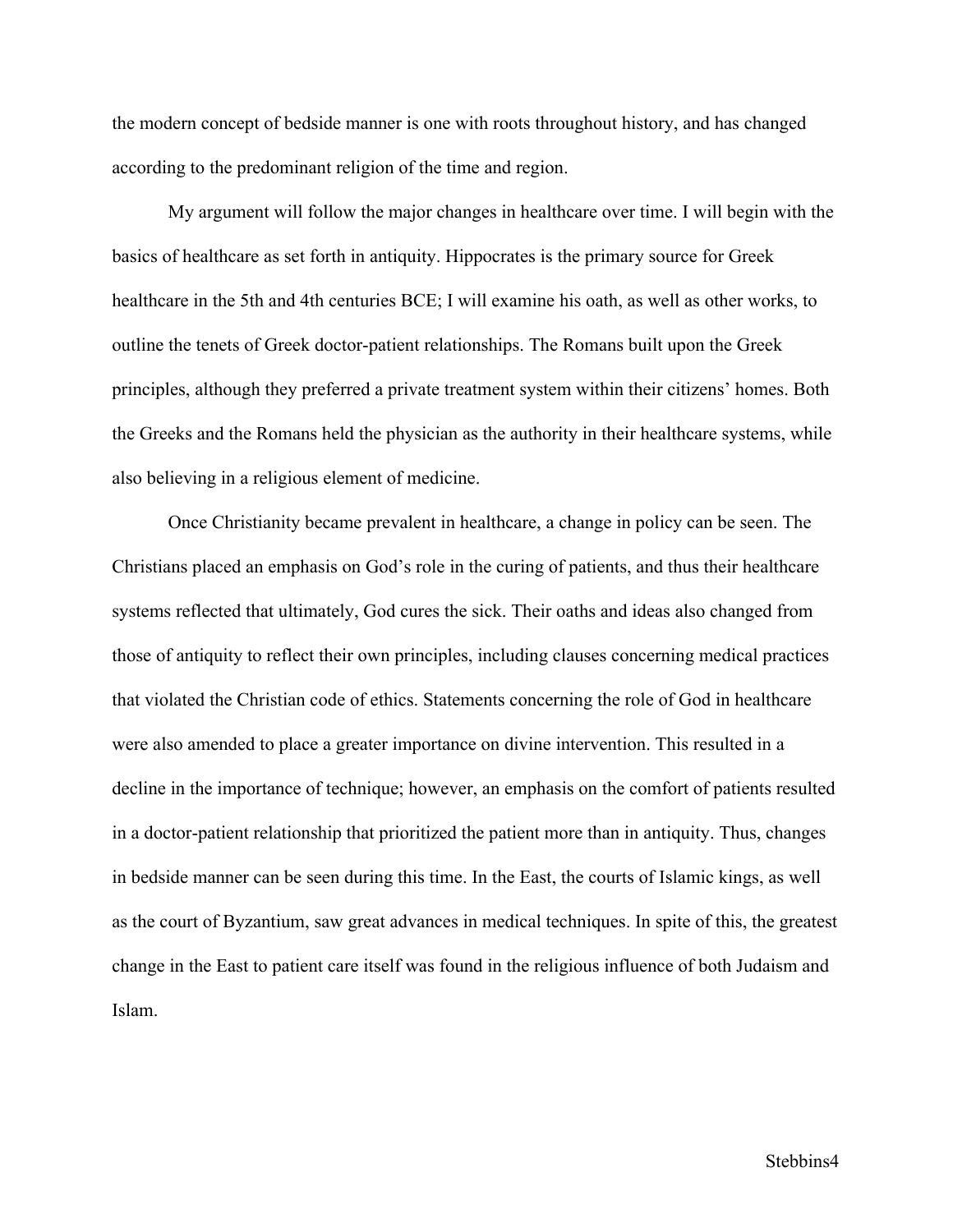the modern concept of bedside manner is one with roots throughout history, and has changed according to the predominant religion of the time and region.

My argument will follow the major changes in healthcare over time. I will begin with the basics of healthcare as set forth in antiquity. Hippocrates is the primary source for Greek healthcare in the 5th and 4th centuries BCE; I will examine his oath, as well as other works, to outline the tenets of Greek doctor-patient relationships. The Romans built upon the Greek principles, although they preferred a private treatment system within their citizens' homes. Both the Greeks and the Romans held the physician as the authority in their healthcare systems, while also believing in a religious element of medicine.

Once Christianity became prevalent in healthcare, a change in policy can be seen. The Christians placed an emphasis on God's role in the curing of patients, and thus their healthcare systems reflected that ultimately, God cures the sick. Their oaths and ideas also changed from those of antiquity to reflect their own principles, including clauses concerning medical practices that violated the Christian code of ethics. Statements concerning the role of God in healthcare were also amended to place a greater importance on divine intervention. This resulted in a decline in the importance of technique; however, an emphasis on the comfort of patients resulted in a doctor-patient relationship that prioritized the patient more than in antiquity. Thus, changes in bedside manner can be seen during this time. In the East, the courts of Islamic kings, as well as the court of Byzantium, saw great advances in medical techniques. In spite of this, the greatest change in the East to patient care itself was found in the religious influence of both Judaism and Islam.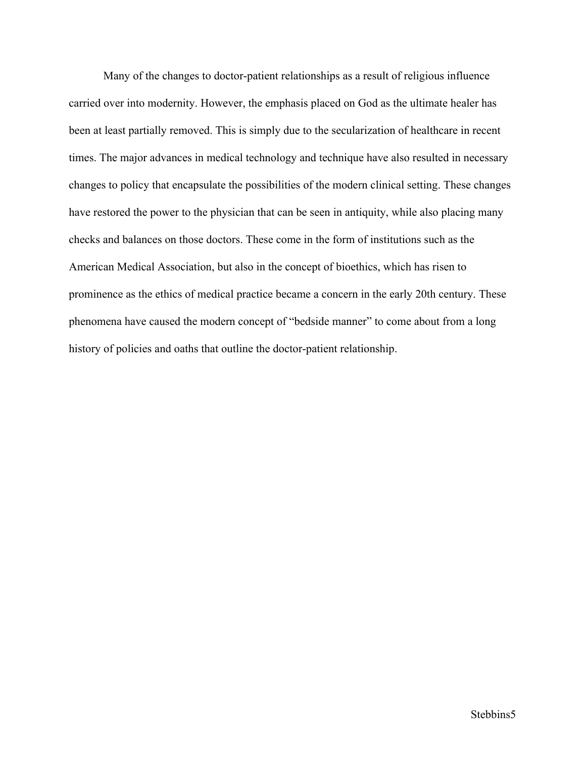Many of the changes to doctor-patient relationships as a result of religious influence carried over into modernity. However, the emphasis placed on God as the ultimate healer has been at least partially removed. This is simply due to the secularization of healthcare in recent times. The major advances in medical technology and technique have also resulted in necessary changes to policy that encapsulate the possibilities of the modern clinical setting. These changes have restored the power to the physician that can be seen in antiquity, while also placing many checks and balances on those doctors. These come in the form of institutions such as the American Medical Association, but also in the concept of bioethics, which has risen to prominence as the ethics of medical practice became a concern in the early 20th century. These phenomena have caused the modern concept of "bedside manner" to come about from a long history of policies and oaths that outline the doctor-patient relationship.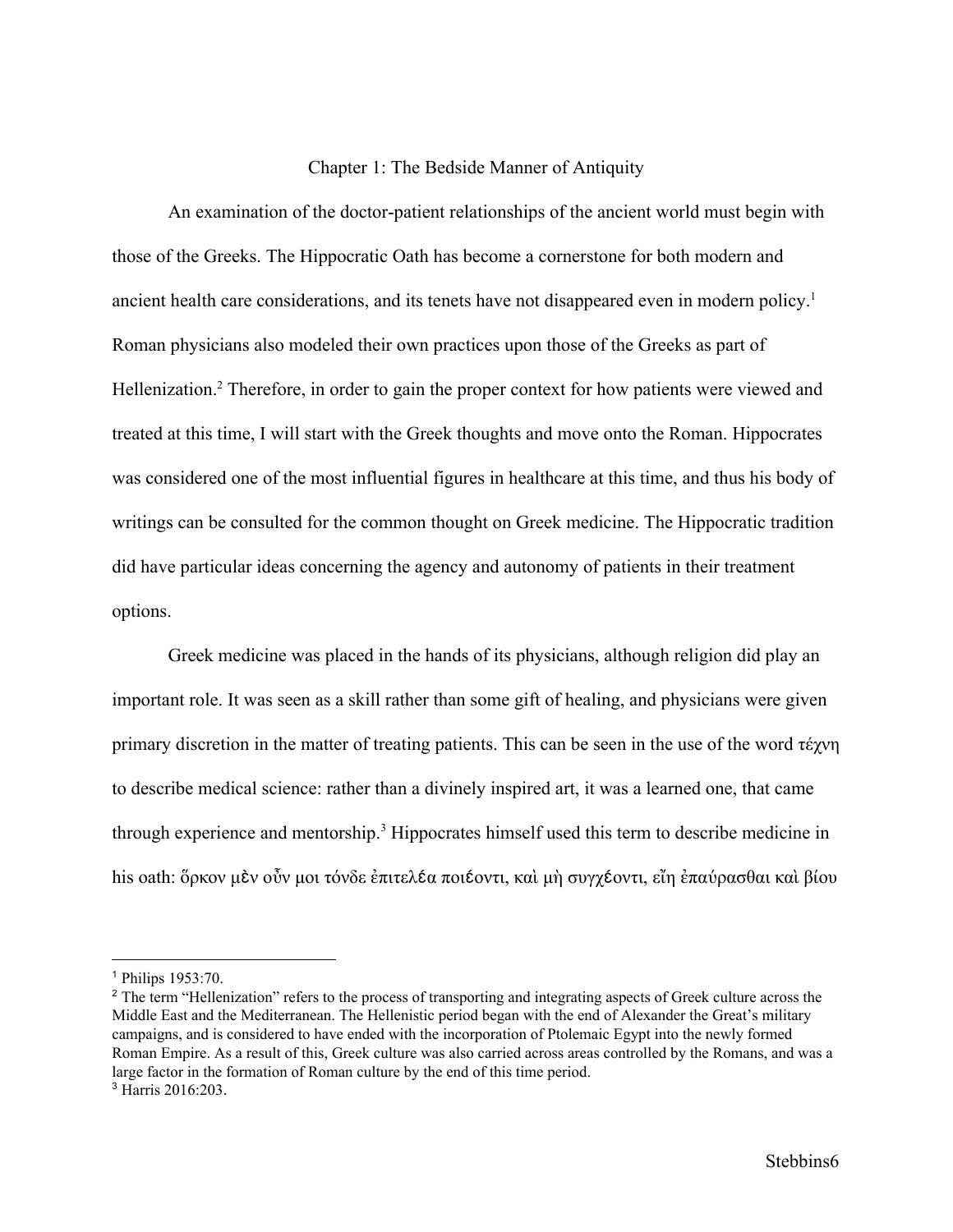# Chapter 1: The Bedside Manner of Antiquity

An examination of the doctor-patient relationships of the ancient world must begin with those of the Greeks. The Hippocratic Oath has become a cornerstone for both modern and ancient health care considerations, and its tenets have not disappeared even in modern policy.[1] Roman physicians also modeled their own practices upon those of the Greeks as part of Hellenization.[2] Therefore, in order to gain the proper context for how patients were viewed and treated at this time, I will start with the Greek thoughts and move onto the Roman. Hippocrates was considered one of the most influential figures in healthcare at this time, and thus his body of writings can be consulted for the common thought on Greek medicine. The Hippocratic tradition did have particular ideas concerning the agency and autonomy of patients in their treatment options.

Greek medicine was placed in the hands of its physicians, although religion did play an important role. It was seen as a skill rather than some gift of healing, and physicians were given primary discretion in the matter of treating patients. This can be seen in the use of the word τέχνη to describe medical science: rather than a divinely inspired art, it was a learned one, that came through experience and mentorship.[3] Hippocrates himself used this term to describe medicine in his oath: ὅρκον μὲν οὖν μοι τόνδε ἐπιτελέα ποιέοντι, καὶ μὴ συγχέοντι, εἴη ἐπαύρασθαι καὶ βίου

---

[1] Philips 1953:70.

[2] The term "Hellenization" refers to the process of transporting and integrating aspects of Greek culture across the Middle East and the Mediterranean. The Hellenistic period began with the end of Alexander the Great's military campaigns, and is considered to have ended with the incorporation of Ptolemaic Egypt into the newly formed Roman Empire. As a result of this, Greek culture was also carried across areas controlled by the Romans, and was a large factor in the formation of Roman culture by the end of this time period.

[3] Harris 2016:203.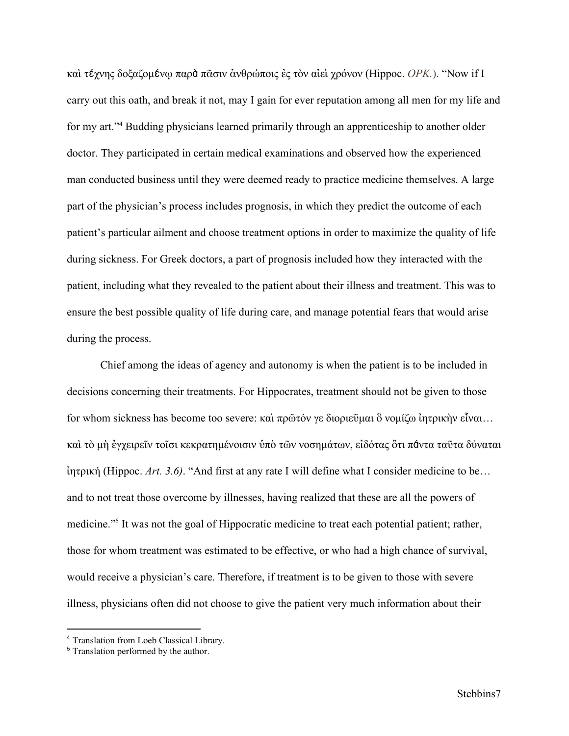καὶ τέχνης δοξαζομένῳ παρὰ πᾶσιν ἀνθρώποις ἐς τὸν αἰεὶ χρόνον (Hippoc. *OPK.*). "Now if I carry out this oath, and break it not, may I gain for ever reputation among all men for my life and for my art."[4] Budding physicians learned primarily through an apprenticeship to another older doctor. They participated in certain medical examinations and observed how the experienced man conducted business until they were deemed ready to practice medicine themselves. A large part of the physician's process includes prognosis, in which they predict the outcome of each patient's particular ailment and choose treatment options in order to maximize the quality of life during sickness. For Greek doctors, a part of prognosis included how they interacted with the patient, including what they revealed to the patient about their illness and treatment. This was to ensure the best possible quality of life during care, and manage potential fears that would arise during the process.

Chief among the ideas of agency and autonomy is when the patient is to be included in decisions concerning their treatments. For Hippocrates, treatment should not be given to those for whom sickness has become too severe: καὶ πρῶτόν γε διοριεῦμαι ὃ νομίζω ἰητρικὴν εἶναι… καὶ τὸ μὴ ἐγχειρεῖν τοῖσι κεκρατημένοισιν ὑπὸ τῶν νοσημάτων, εἰδότας ὅτι πάντα ταῦτα δύναται ἰητρική (Hippoc. *Art. 3.6)*. "And first at any rate I will define what I consider medicine to be… and to not treat those overcome by illnesses, having realized that these are all the powers of medicine."[5] It was not the goal of Hippocratic medicine to treat each potential patient; rather, those for whom treatment was estimated to be effective, or who had a high chance of survival, would receive a physician's care. Therefore, if treatment is to be given to those with severe illness, physicians often did not choose to give the patient very much information about their

[4] Translation from Loeb Classical Library.

[5] Translation performed by the author.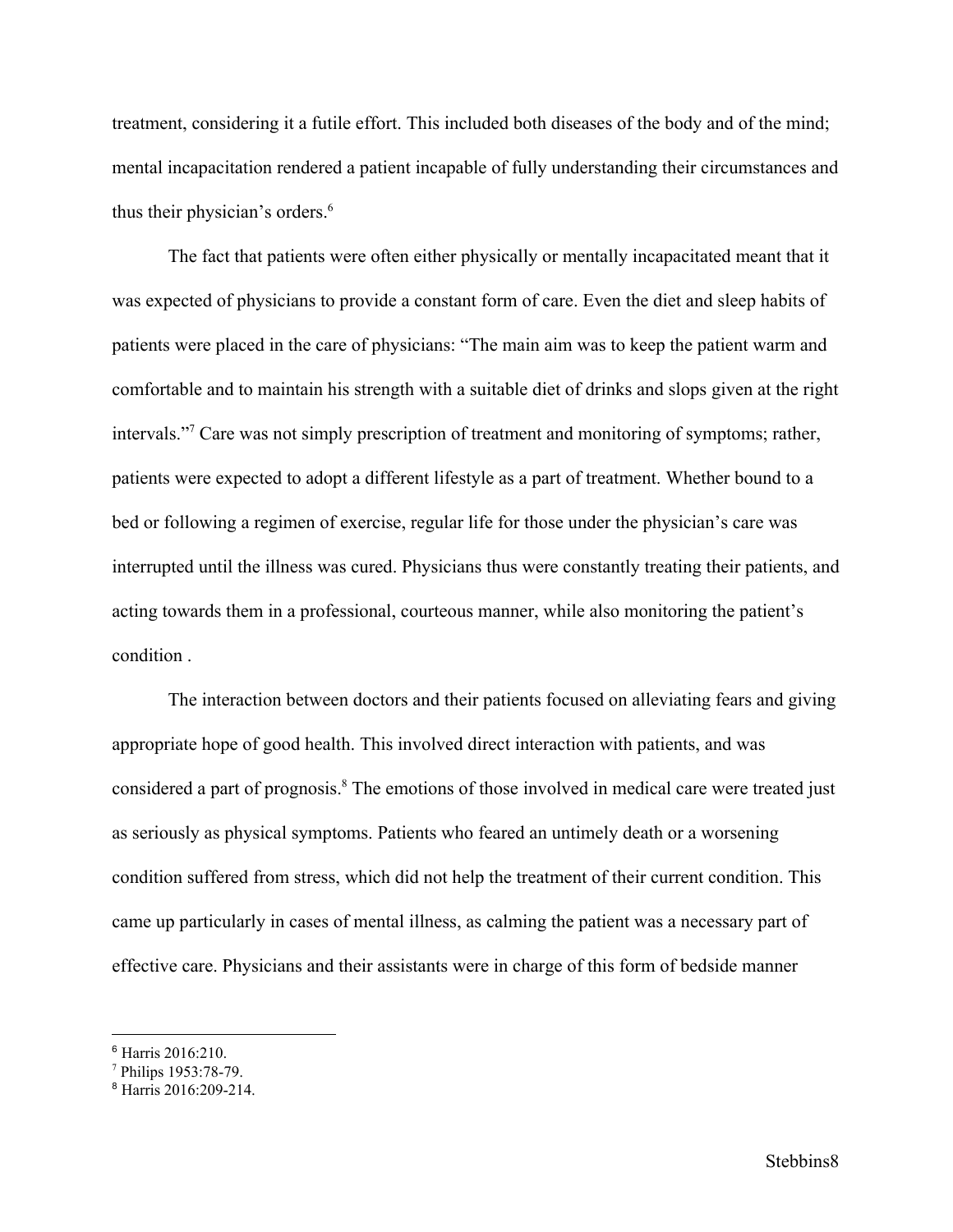treatment, considering it a futile effort. This included both diseases of the body and of the mind; mental incapacitation rendered a patient incapable of fully understanding their circumstances and thus their physician's orders.[6]

The fact that patients were often either physically or mentally incapacitated meant that it was expected of physicians to provide a constant form of care. Even the diet and sleep habits of patients were placed in the care of physicians: "The main aim was to keep the patient warm and comfortable and to maintain his strength with a suitable diet of drinks and slops given at the right intervals."[7] Care was not simply prescription of treatment and monitoring of symptoms; rather, patients were expected to adopt a different lifestyle as a part of treatment. Whether bound to a bed or following a regimen of exercise, regular life for those under the physician's care was interrupted until the illness was cured. Physicians thus were constantly treating their patients, and acting towards them in a professional, courteous manner, while also monitoring the patient's condition .

The interaction between doctors and their patients focused on alleviating fears and giving appropriate hope of good health. This involved direct interaction with patients, and was considered a part of prognosis.[8] The emotions of those involved in medical care were treated just as seriously as physical symptoms. Patients who feared an untimely death or a worsening condition suffered from stress, which did not help the treatment of their current condition. This came up particularly in cases of mental illness, as calming the patient was a necessary part of effective care. Physicians and their assistants were in charge of this form of bedside manner

---

[6] Harris 2016:210.

[7] Philips 1953:78-79.

[8] Harris 2016:209-214.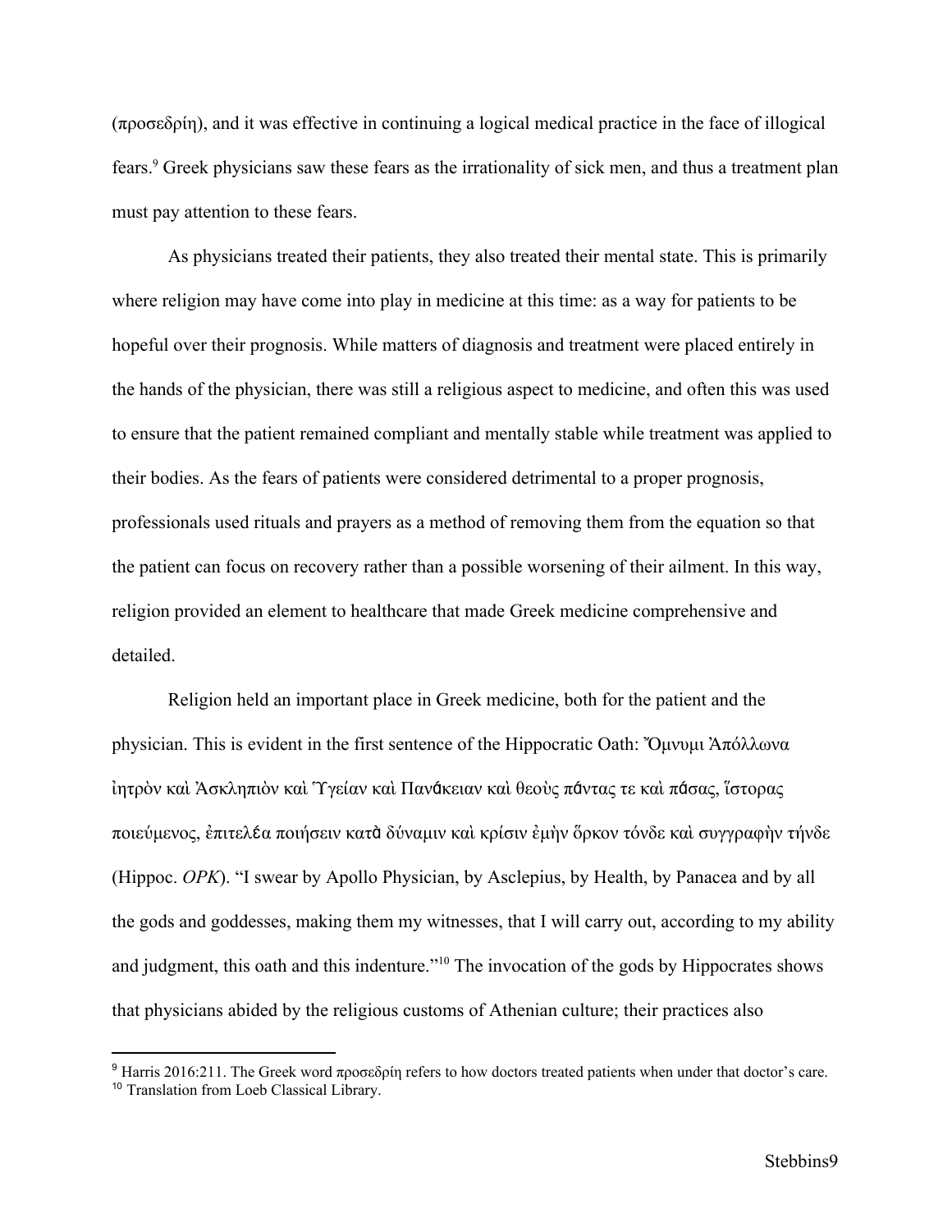(προσεδρίη), and it was effective in continuing a logical medical practice in the face of illogical fears.[9] Greek physicians saw these fears as the irrationality of sick men, and thus a treatment plan must pay attention to these fears.

As physicians treated their patients, they also treated their mental state. This is primarily where religion may have come into play in medicine at this time: as a way for patients to be hopeful over their prognosis. While matters of diagnosis and treatment were placed entirely in the hands of the physician, there was still a religious aspect to medicine, and often this was used to ensure that the patient remained compliant and mentally stable while treatment was applied to their bodies. As the fears of patients were considered detrimental to a proper prognosis, professionals used rituals and prayers as a method of removing them from the equation so that the patient can focus on recovery rather than a possible worsening of their ailment. In this way, religion provided an element to healthcare that made Greek medicine comprehensive and detailed.

Religion held an important place in Greek medicine, both for the patient and the physician. This is evident in the first sentence of the Hippocratic Oath: Ὄμνυμι Ἀπόλλωνα ἰητρὸν καὶ Ἀσκληπιὸν καὶ Ὑγείαν καὶ Πανάκειαν καὶ θεοὺς πάντας τε καὶ πάσας, ἵστορας ποιεύμενος, ἐπιτελέα ποιήσειν κατὰ δύναμιν καὶ κρίσιν ἐμὴν ὅρκον τόνδε καὶ συγγραφὴν τήνδε (Hippoc. *OPK*). "I swear by Apollo Physician, by Asclepius, by Health, by Panacea and by all the gods and goddesses, making them my witnesses, that I will carry out, according to my ability and judgment, this oath and this indenture."[10] The invocation of the gods by Hippocrates shows that physicians abided by the religious customs of Athenian culture; their practices also

---

[9] Harris 2016:211. The Greek word προσεδρίη refers to how doctors treated patients when under that doctor's care.

[10] Translation from Loeb Classical Library.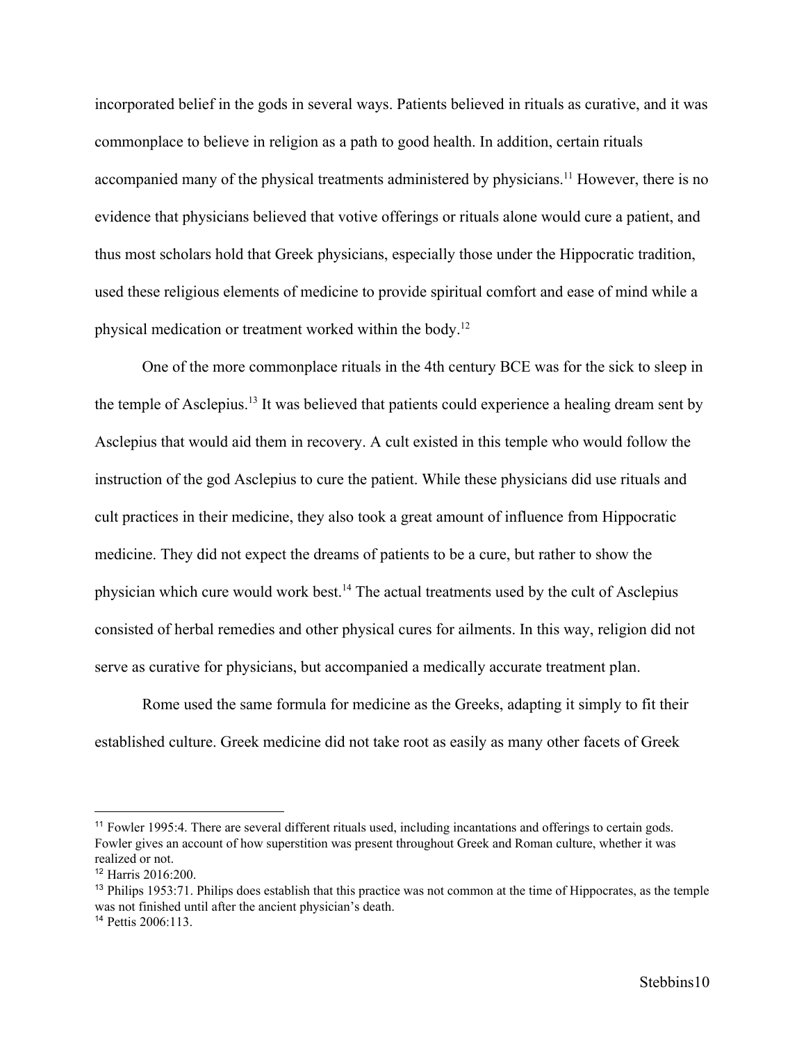incorporated belief in the gods in several ways. Patients believed in rituals as curative, and it was commonplace to believe in religion as a path to good health. In addition, certain rituals accompanied many of the physical treatments administered by physicians.[11] However, there is no evidence that physicians believed that votive offerings or rituals alone would cure a patient, and thus most scholars hold that Greek physicians, especially those under the Hippocratic tradition, used these religious elements of medicine to provide spiritual comfort and ease of mind while a physical medication or treatment worked within the body.[12]

One of the more commonplace rituals in the 4th century BCE was for the sick to sleep in the temple of Asclepius.[13] It was believed that patients could experience a healing dream sent by Asclepius that would aid them in recovery. A cult existed in this temple who would follow the instruction of the god Asclepius to cure the patient. While these physicians did use rituals and cult practices in their medicine, they also took a great amount of influence from Hippocratic medicine. They did not expect the dreams of patients to be a cure, but rather to show the physician which cure would work best.[14] The actual treatments used by the cult of Asclepius consisted of herbal remedies and other physical cures for ailments. In this way, religion did not serve as curative for physicians, but accompanied a medically accurate treatment plan.

Rome used the same formula for medicine as the Greeks, adapting it simply to fit their established culture. Greek medicine did not take root as easily as many other facets of Greek

---

[11] Fowler 1995:4. There are several different rituals used, including incantations and offerings to certain gods. Fowler gives an account of how superstition was present throughout Greek and Roman culture, whether it was realized or not.

[12] Harris 2016:200.

[13] Philips 1953:71. Philips does establish that this practice was not common at the time of Hippocrates, as the temple was not finished until after the ancient physician's death.

[14] Pettis 2006:113.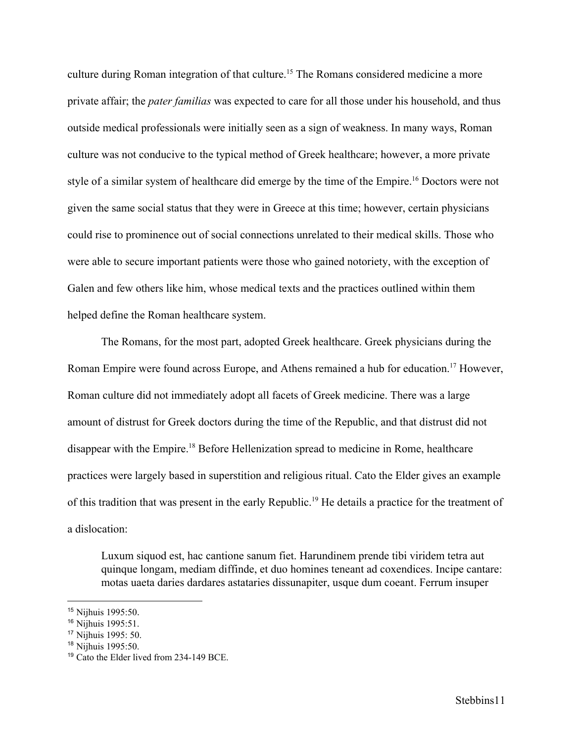culture during Roman integration of that culture.[15] The Romans considered medicine a more private affair; the *pater familias* was expected to care for all those under his household, and thus outside medical professionals were initially seen as a sign of weakness. In many ways, Roman culture was not conducive to the typical method of Greek healthcare; however, a more private style of a similar system of healthcare did emerge by the time of the Empire.[16] Doctors were not given the same social status that they were in Greece at this time; however, certain physicians could rise to prominence out of social connections unrelated to their medical skills. Those who were able to secure important patients were those who gained notoriety, with the exception of Galen and few others like him, whose medical texts and the practices outlined within them helped define the Roman healthcare system.

The Romans, for the most part, adopted Greek healthcare. Greek physicians during the Roman Empire were found across Europe, and Athens remained a hub for education.[17] However, Roman culture did not immediately adopt all facets of Greek medicine. There was a large amount of distrust for Greek doctors during the time of the Republic, and that distrust did not disappear with the Empire.[18] Before Hellenization spread to medicine in Rome, healthcare practices were largely based in superstition and religious ritual. Cato the Elder gives an example of this tradition that was present in the early Republic.[19] He details a practice for the treatment of a dislocation:

> Luxum siquod est, hac cantione sanum fiet. Harundinem prende tibi viridem tetra aut quinque longam, mediam diffinde, et duo homines teneant ad coxendices. Incipe cantare: motas uaeta daries dardares astataries dissunapiter, usque dum coeant. Ferrum insuper

---

[15] Nijhuis 1995:50.

[16] Nijhuis 1995:51.

[17] Nijhuis 1995: 50.

[18] Nijhuis 1995:50.

[19] Cato the Elder lived from 234-149 BCE.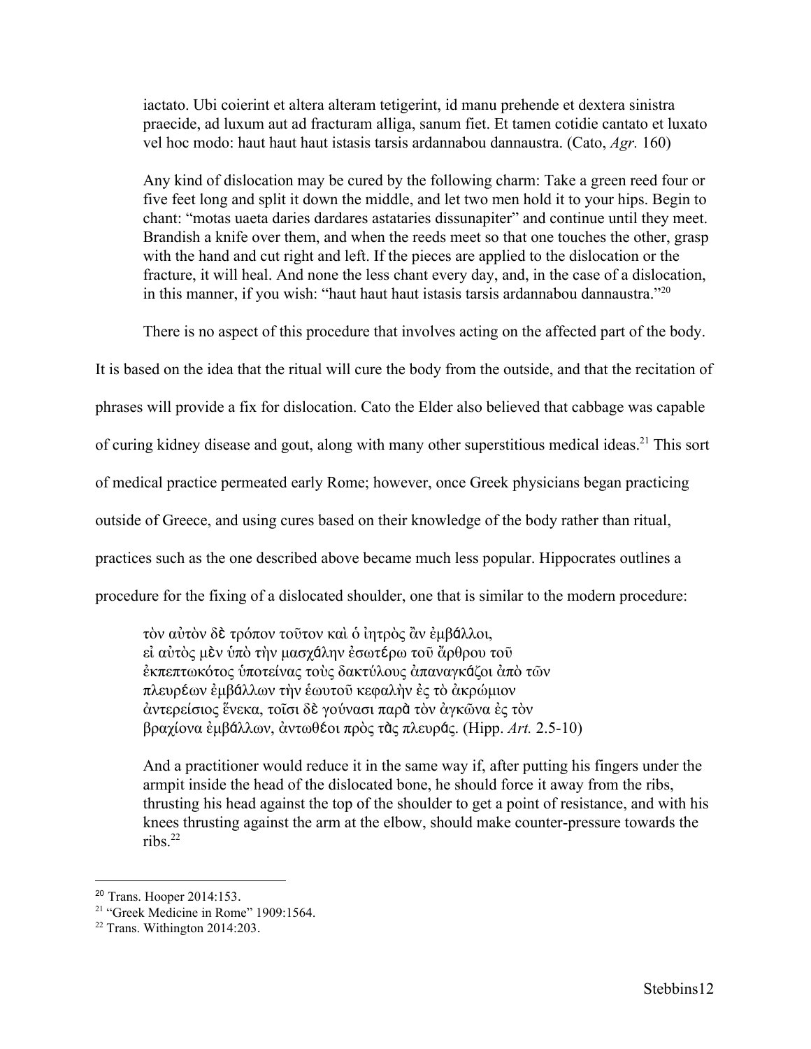iactato. Ubi coierint et altera alteram tetigerint, id manu prehende et dextera sinistra praecide, ad luxum aut ad fracturam alliga, sanum fiet. Et tamen cotidie cantato et luxato vel hoc modo: haut haut haut istasis tarsis ardannabou dannaustra. (Cato, *Agr.* 160)

Any kind of dislocation may be cured by the following charm: Take a green reed four or five feet long and split it down the middle, and let two men hold it to your hips. Begin to chant: "motas uaeta daries dardares astataries dissunapiter" and continue until they meet. Brandish a knife over them, and when the reeds meet so that one touches the other, grasp with the hand and cut right and left. If the pieces are applied to the dislocation or the fracture, it will heal. And none the less chant every day, and, in the case of a dislocation, in this manner, if you wish: "haut haut haut istasis tarsis ardannabou dannaustra."[20]

There is no aspect of this procedure that involves acting on the affected part of the body. It is based on the idea that the ritual will cure the body from the outside, and that the recitation of phrases will provide a fix for dislocation. Cato the Elder also believed that cabbage was capable of curing kidney disease and gout, along with many other superstitious medical ideas.[21] This sort of medical practice permeated early Rome; however, once Greek physicians began practicing outside of Greece, and using cures based on their knowledge of the body rather than ritual, practices such as the one described above became much less popular. Hippocrates outlines a procedure for the fixing of a dislocated shoulder, one that is similar to the modern procedure:

τὸν αὐτὸν δὲ τρόπον τοῦτον καὶ ὁ ἰητρὸς ἂν ἐμβάλλοι, εἰ αὐτὸς μὲν ὑπὸ τὴν μασχάλην ἐσωτέρω τοῦ ἄρθρου τοῦ ἐκπεπτωκότος ὑποτείνας τοὺς δακτύλους ἀπαναγκάζοι ἀπὸ τῶν πλευρέων ἐμβάλλων τὴν ἑωυτοῦ κεφαλὴν ἐς τὸ ἀκρώμιον ἀντερείσιος ἕνεκα, τοῖσι δὲ γούνασι παρὰ τὸν ἀγκῶνα ἐς τὸν βραχίονα ἐμβάλλων, ἀντωθέοι πρὸς τὰς πλευράς. (Hipp. *Art.* 2.5-10)

And a practitioner would reduce it in the same way if, after putting his fingers under the armpit inside the head of the dislocated bone, he should force it away from the ribs, thrusting his head against the top of the shoulder to get a point of resistance, and with his knees thrusting against the arm at the elbow, should make counter-pressure towards the ribs.[22]

---

[20] Trans. Hooper 2014:153.
[21] "Greek Medicine in Rome" 1909:1564.
[22] Trans. Withington 2014:203.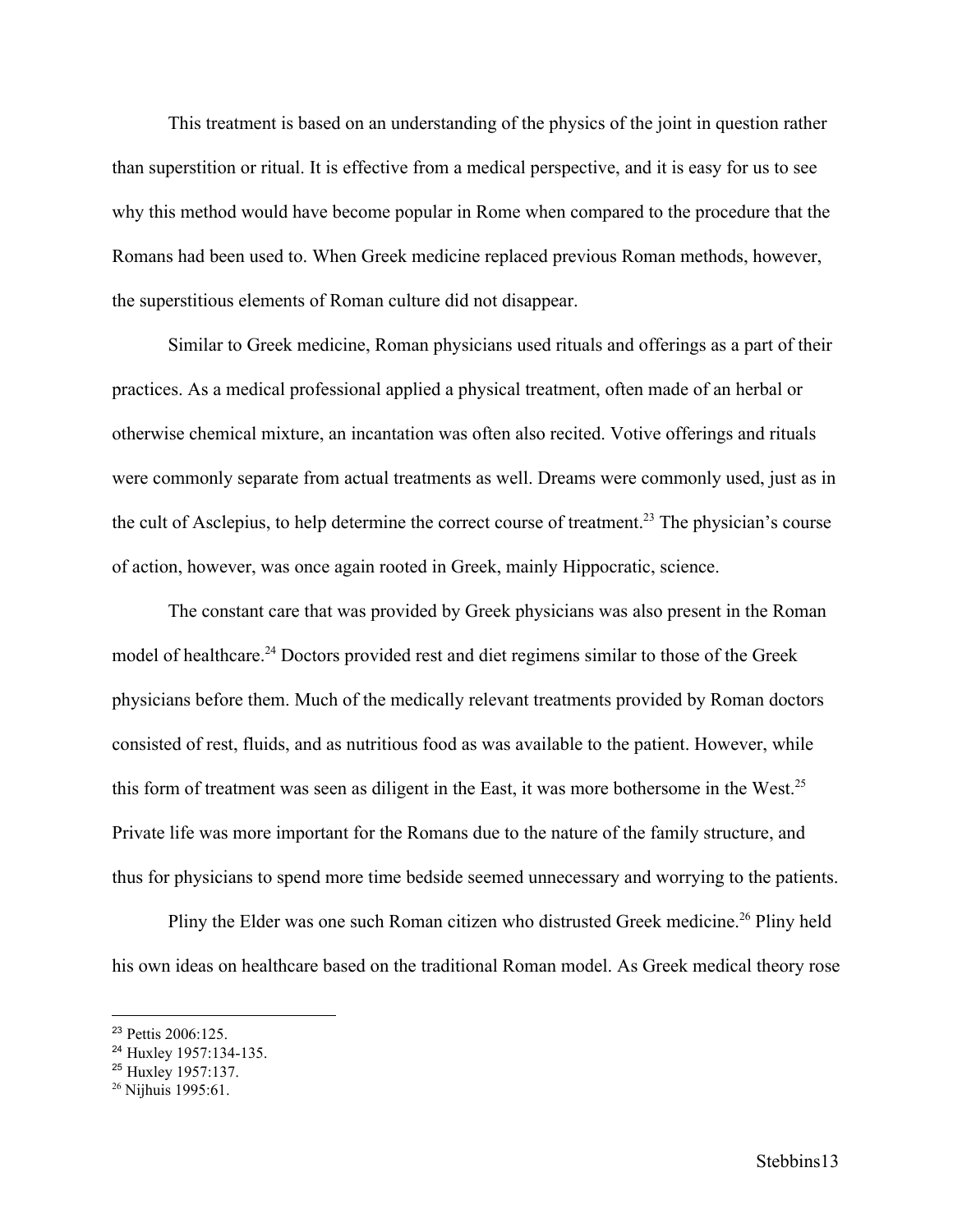This treatment is based on an understanding of the physics of the joint in question rather than superstition or ritual. It is effective from a medical perspective, and it is easy for us to see why this method would have become popular in Rome when compared to the procedure that the Romans had been used to. When Greek medicine replaced previous Roman methods, however, the superstitious elements of Roman culture did not disappear.

Similar to Greek medicine, Roman physicians used rituals and offerings as a part of their practices. As a medical professional applied a physical treatment, often made of an herbal or otherwise chemical mixture, an incantation was often also recited. Votive offerings and rituals were commonly separate from actual treatments as well. Dreams were commonly used, just as in the cult of Asclepius, to help determine the correct course of treatment.[23] The physician's course of action, however, was once again rooted in Greek, mainly Hippocratic, science.

The constant care that was provided by Greek physicians was also present in the Roman model of healthcare.[24] Doctors provided rest and diet regimens similar to those of the Greek physicians before them. Much of the medically relevant treatments provided by Roman doctors consisted of rest, fluids, and as nutritious food as was available to the patient. However, while this form of treatment was seen as diligent in the East, it was more bothersome in the West.[25] Private life was more important for the Romans due to the nature of the family structure, and thus for physicians to spend more time bedside seemed unnecessary and worrying to the patients.

Pliny the Elder was one such Roman citizen who distrusted Greek medicine.[26] Pliny held his own ideas on healthcare based on the traditional Roman model. As Greek medical theory rose

---

[23] Pettis 2006:125.
[24] Huxley 1957:134-135.
[25] Huxley 1957:137.
[26] Nijhuis 1995:61.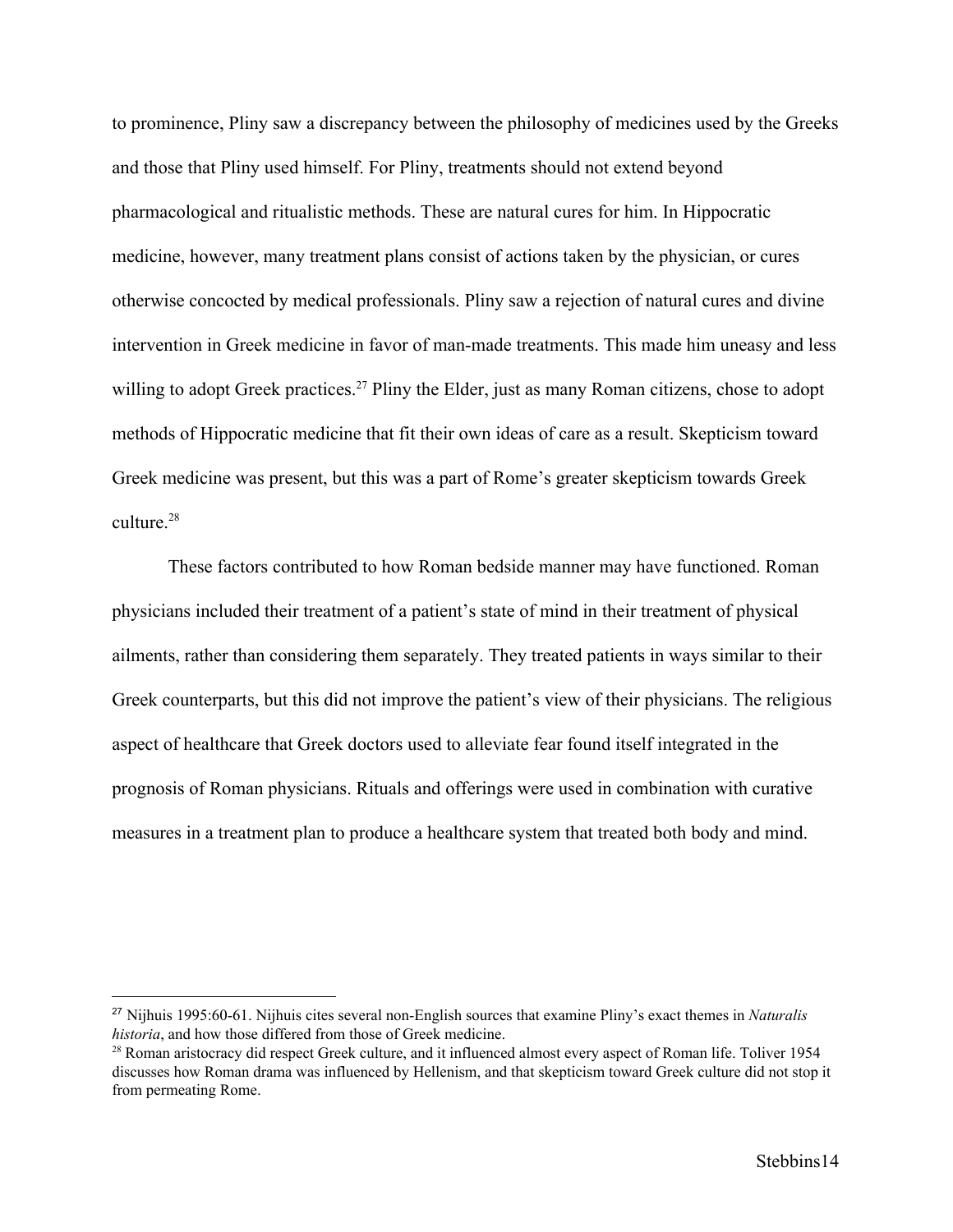to prominence, Pliny saw a discrepancy between the philosophy of medicines used by the Greeks and those that Pliny used himself. For Pliny, treatments should not extend beyond pharmacological and ritualistic methods. These are natural cures for him. In Hippocratic medicine, however, many treatment plans consist of actions taken by the physician, or cures otherwise concocted by medical professionals. Pliny saw a rejection of natural cures and divine intervention in Greek medicine in favor of man-made treatments. This made him uneasy and less willing to adopt Greek practices.[27] Pliny the Elder, just as many Roman citizens, chose to adopt methods of Hippocratic medicine that fit their own ideas of care as a result. Skepticism toward Greek medicine was present, but this was a part of Rome's greater skepticism towards Greek culture.[28]

These factors contributed to how Roman bedside manner may have functioned. Roman physicians included their treatment of a patient's state of mind in their treatment of physical ailments, rather than considering them separately. They treated patients in ways similar to their Greek counterparts, but this did not improve the patient's view of their physicians. The religious aspect of healthcare that Greek doctors used to alleviate fear found itself integrated in the prognosis of Roman physicians. Rituals and offerings were used in combination with curative measures in a treatment plan to produce a healthcare system that treated both body and mind.

---

[27] Nijhuis 1995:60-61. Nijhuis cites several non-English sources that examine Pliny's exact themes in *Naturalis historia*, and how those differed from those of Greek medicine.

[28] Roman aristocracy did respect Greek culture, and it influenced almost every aspect of Roman life. Toliver 1954 discusses how Roman drama was influenced by Hellenism, and that skepticism toward Greek culture did not stop it from permeating Rome.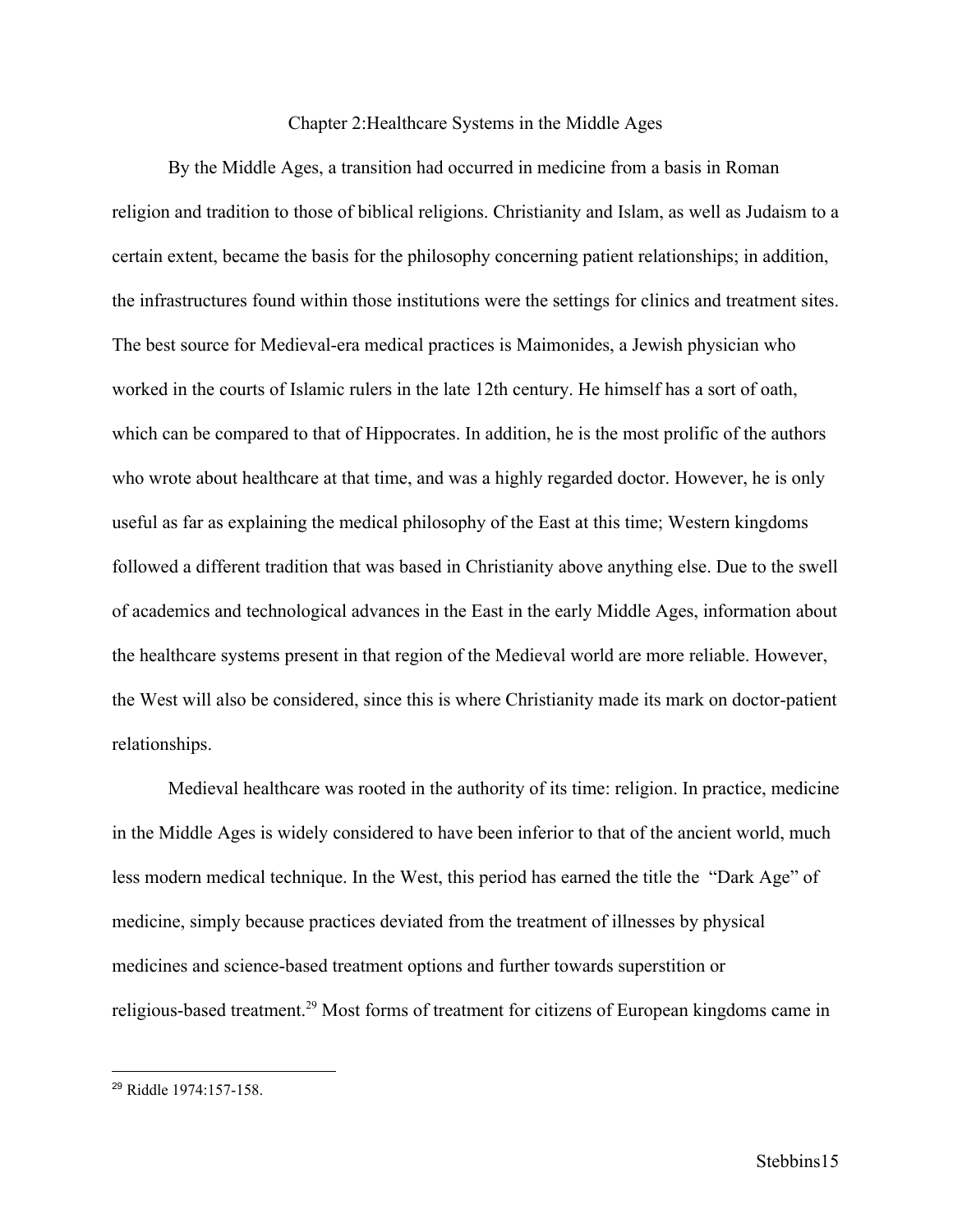# Chapter 2:Healthcare Systems in the Middle Ages

By the Middle Ages, a transition had occurred in medicine from a basis in Roman religion and tradition to those of biblical religions. Christianity and Islam, as well as Judaism to a certain extent, became the basis for the philosophy concerning patient relationships; in addition, the infrastructures found within those institutions were the settings for clinics and treatment sites. The best source for Medieval-era medical practices is Maimonides, a Jewish physician who worked in the courts of Islamic rulers in the late 12th century. He himself has a sort of oath, which can be compared to that of Hippocrates. In addition, he is the most prolific of the authors who wrote about healthcare at that time, and was a highly regarded doctor. However, he is only useful as far as explaining the medical philosophy of the East at this time; Western kingdoms followed a different tradition that was based in Christianity above anything else. Due to the swell of academics and technological advances in the East in the early Middle Ages, information about the healthcare systems present in that region of the Medieval world are more reliable. However, the West will also be considered, since this is where Christianity made its mark on doctor-patient relationships.

Medieval healthcare was rooted in the authority of its time: religion. In practice, medicine in the Middle Ages is widely considered to have been inferior to that of the ancient world, much less modern medical technique. In the West, this period has earned the title the "Dark Age" of medicine, simply because practices deviated from the treatment of illnesses by physical medicines and science-based treatment options and further towards superstition or religious-based treatment.[29] Most forms of treatment for citizens of European kingdoms came in

---

[29] Riddle 1974:157-158.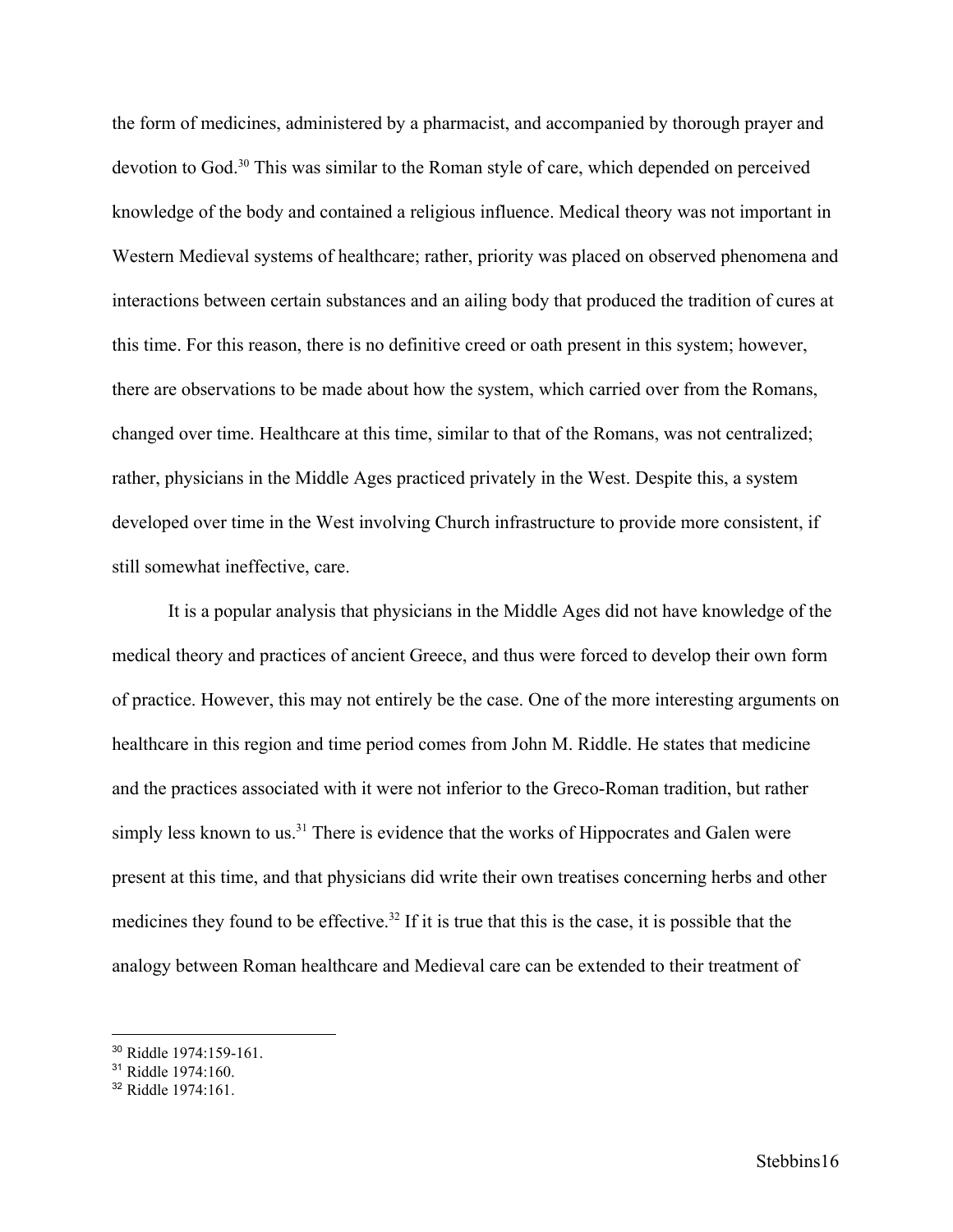the form of medicines, administered by a pharmacist, and accompanied by thorough prayer and devotion to God.[30] This was similar to the Roman style of care, which depended on perceived knowledge of the body and contained a religious influence. Medical theory was not important in Western Medieval systems of healthcare; rather, priority was placed on observed phenomena and interactions between certain substances and an ailing body that produced the tradition of cures at this time. For this reason, there is no definitive creed or oath present in this system; however, there are observations to be made about how the system, which carried over from the Romans, changed over time. Healthcare at this time, similar to that of the Romans, was not centralized; rather, physicians in the Middle Ages practiced privately in the West. Despite this, a system developed over time in the West involving Church infrastructure to provide more consistent, if still somewhat ineffective, care.

It is a popular analysis that physicians in the Middle Ages did not have knowledge of the medical theory and practices of ancient Greece, and thus were forced to develop their own form of practice. However, this may not entirely be the case. One of the more interesting arguments on healthcare in this region and time period comes from John M. Riddle. He states that medicine and the practices associated with it were not inferior to the Greco-Roman tradition, but rather simply less known to us.[31] There is evidence that the works of Hippocrates and Galen were present at this time, and that physicians did write their own treatises concerning herbs and other medicines they found to be effective.[32] If it is true that this is the case, it is possible that the analogy between Roman healthcare and Medieval care can be extended to their treatment of

[30] Riddle 1974:159-161.
[31] Riddle 1974:160.
[32] Riddle 1974:161.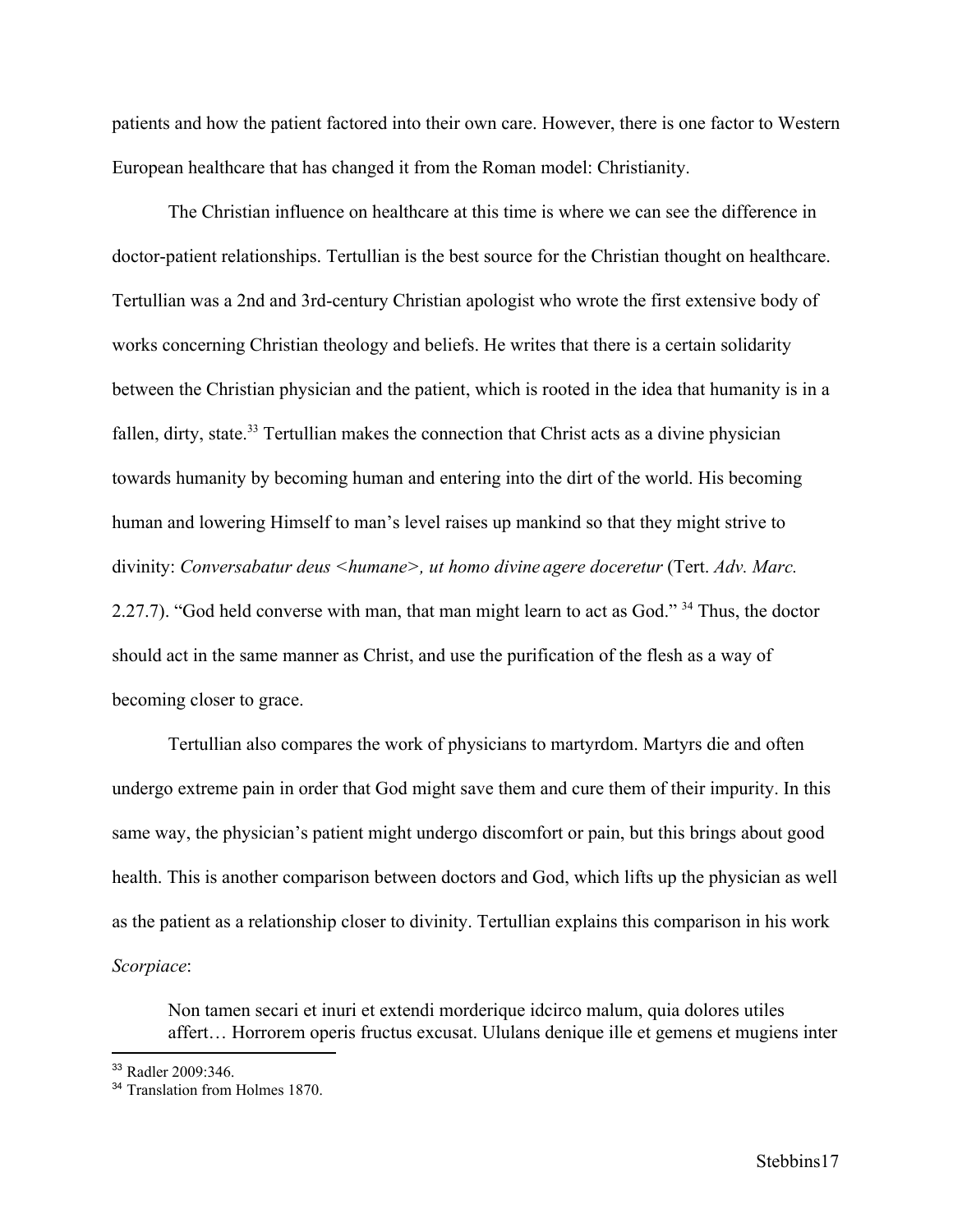patients and how the patient factored into their own care. However, there is one factor to Western European healthcare that has changed it from the Roman model: Christianity.

The Christian influence on healthcare at this time is where we can see the difference in doctor-patient relationships. Tertullian is the best source for the Christian thought on healthcare. Tertullian was a 2nd and 3rd-century Christian apologist who wrote the first extensive body of works concerning Christian theology and beliefs. He writes that there is a certain solidarity between the Christian physician and the patient, which is rooted in the idea that humanity is in a fallen, dirty, state.[33] Tertullian makes the connection that Christ acts as a divine physician towards humanity by becoming human and entering into the dirt of the world. His becoming human and lowering Himself to man's level raises up mankind so that they might strive to divinity: *Conversabatur deus <humane>, ut homo divine agere doceretur* (Tert. *Adv. Marc.* 2.27.7). "God held converse with man, that man might learn to act as God." [34] Thus, the doctor should act in the same manner as Christ, and use the purification of the flesh as a way of becoming closer to grace.

Tertullian also compares the work of physicians to martyrdom. Martyrs die and often undergo extreme pain in order that God might save them and cure them of their impurity. In this same way, the physician's patient might undergo discomfort or pain, but this brings about good health. This is another comparison between doctors and God, which lifts up the physician as well as the patient as a relationship closer to divinity. Tertullian explains this comparison in his work *Scorpiace*:

> Non tamen secari et inuri et extendi morderique idcirco malum, quia dolores utiles affert… Horrorem operis fructus excusat. Ululans denique ille et gemens et mugiens inter

[33] Radler 2009:346.

[34] Translation from Holmes 1870.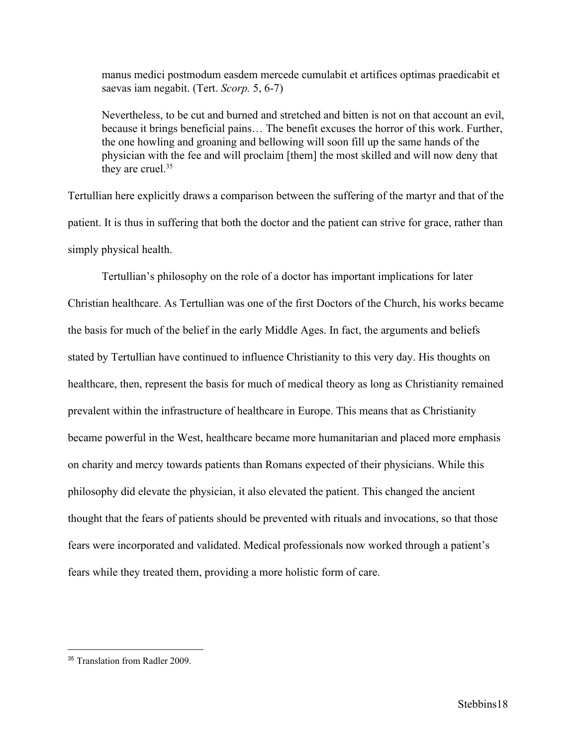> manus medici postmodum easdem mercede cumulabit et artifices optimas praedicabit et saevas iam negabit. (Tert. *Scorp.* 5, 6-7)
>
> Nevertheless, to be cut and burned and stretched and bitten is not on that account an evil, because it brings beneficial pains… The benefit excuses the horror of this work. Further, the one howling and groaning and bellowing will soon fill up the same hands of the physician with the fee and will proclaim [them] the most skilled and will now deny that they are cruel.[35]

Tertullian here explicitly draws a comparison between the suffering of the martyr and that of the patient. It is thus in suffering that both the doctor and the patient can strive for grace, rather than simply physical health.

Tertullian's philosophy on the role of a doctor has important implications for later Christian healthcare. As Tertullian was one of the first Doctors of the Church, his works became the basis for much of the belief in the early Middle Ages. In fact, the arguments and beliefs stated by Tertullian have continued to influence Christianity to this very day. His thoughts on healthcare, then, represent the basis for much of medical theory as long as Christianity remained prevalent within the infrastructure of healthcare in Europe. This means that as Christianity became powerful in the West, healthcare became more humanitarian and placed more emphasis on charity and mercy towards patients than Romans expected of their physicians. While this philosophy did elevate the physician, it also elevated the patient. This changed the ancient thought that the fears of patients should be prevented with rituals and invocations, so that those fears were incorporated and validated. Medical professionals now worked through a patient's fears while they treated them, providing a more holistic form of care.

---

[35] Translation from Radler 2009.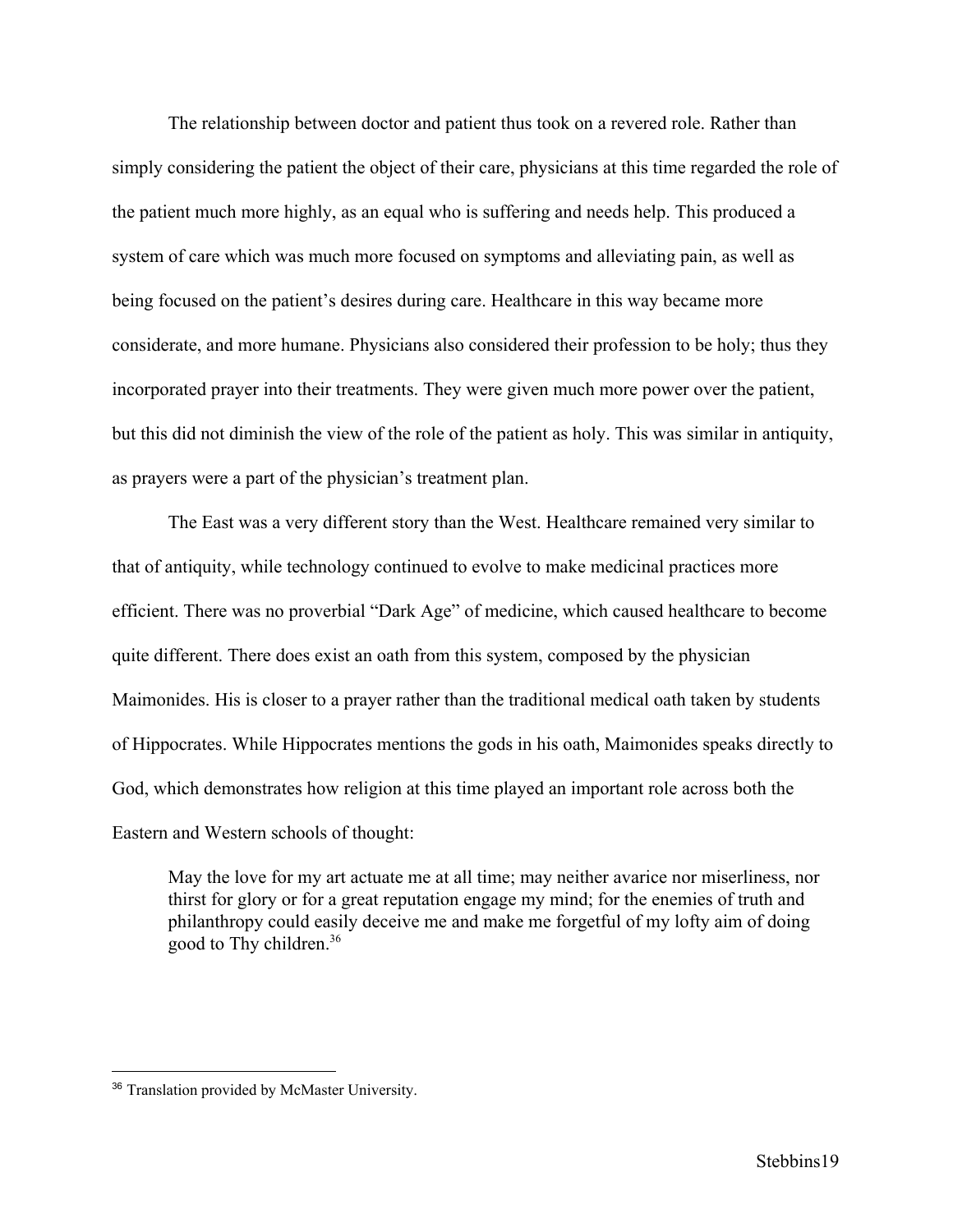The relationship between doctor and patient thus took on a revered role. Rather than simply considering the patient the object of their care, physicians at this time regarded the role of the patient much more highly, as an equal who is suffering and needs help. This produced a system of care which was much more focused on symptoms and alleviating pain, as well as being focused on the patient's desires during care. Healthcare in this way became more considerate, and more humane. Physicians also considered their profession to be holy; thus they incorporated prayer into their treatments. They were given much more power over the patient, but this did not diminish the view of the role of the patient as holy. This was similar in antiquity, as prayers were a part of the physician's treatment plan.

The East was a very different story than the West. Healthcare remained very similar to that of antiquity, while technology continued to evolve to make medicinal practices more efficient. There was no proverbial "Dark Age" of medicine, which caused healthcare to become quite different. There does exist an oath from this system, composed by the physician Maimonides. His is closer to a prayer rather than the traditional medical oath taken by students of Hippocrates. While Hippocrates mentions the gods in his oath, Maimonides speaks directly to God, which demonstrates how religion at this time played an important role across both the Eastern and Western schools of thought:

> May the love for my art actuate me at all time; may neither avarice nor miserliness, nor thirst for glory or for a great reputation engage my mind; for the enemies of truth and philanthropy could easily deceive me and make me forgetful of my lofty aim of doing good to Thy children.[36]

---

[36] Translation provided by McMaster University.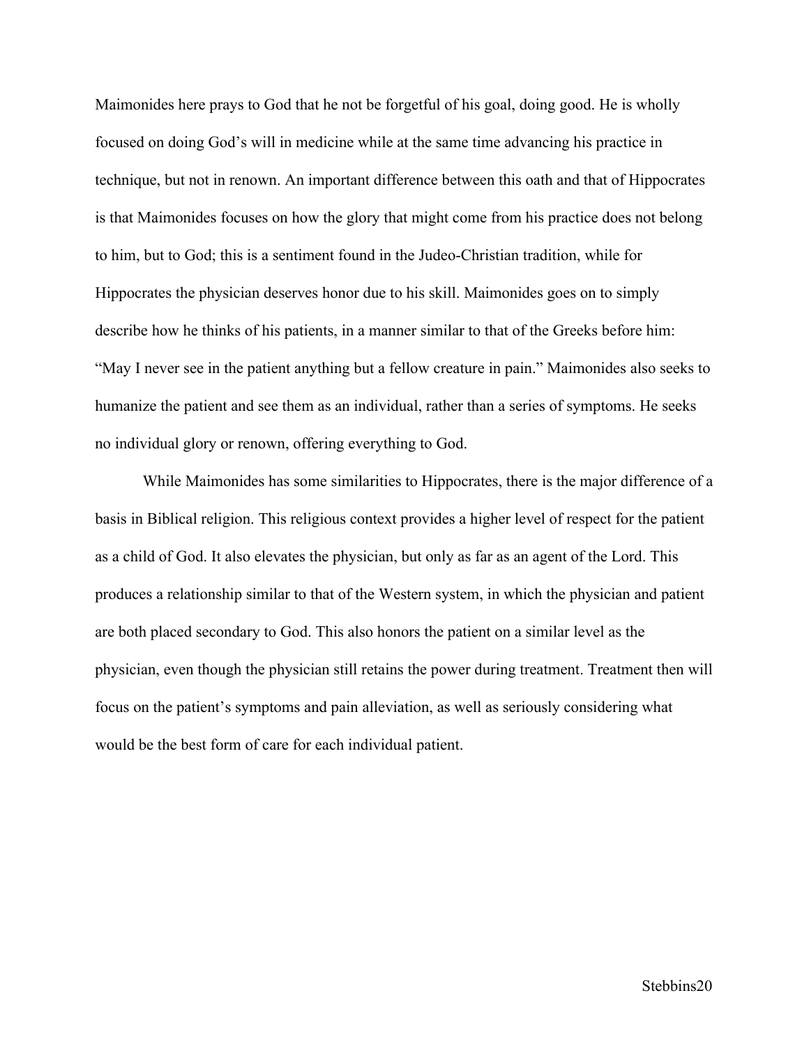Maimonides here prays to God that he not be forgetful of his goal, doing good. He is wholly focused on doing God's will in medicine while at the same time advancing his practice in technique, but not in renown. An important difference between this oath and that of Hippocrates is that Maimonides focuses on how the glory that might come from his practice does not belong to him, but to God; this is a sentiment found in the Judeo-Christian tradition, while for Hippocrates the physician deserves honor due to his skill. Maimonides goes on to simply describe how he thinks of his patients, in a manner similar to that of the Greeks before him: "May I never see in the patient anything but a fellow creature in pain." Maimonides also seeks to humanize the patient and see them as an individual, rather than a series of symptoms. He seeks no individual glory or renown, offering everything to God.

While Maimonides has some similarities to Hippocrates, there is the major difference of a basis in Biblical religion. This religious context provides a higher level of respect for the patient as a child of God. It also elevates the physician, but only as far as an agent of the Lord. This produces a relationship similar to that of the Western system, in which the physician and patient are both placed secondary to God. This also honors the patient on a similar level as the physician, even though the physician still retains the power during treatment. Treatment then will focus on the patient's symptoms and pain alleviation, as well as seriously considering what would be the best form of care for each individual patient.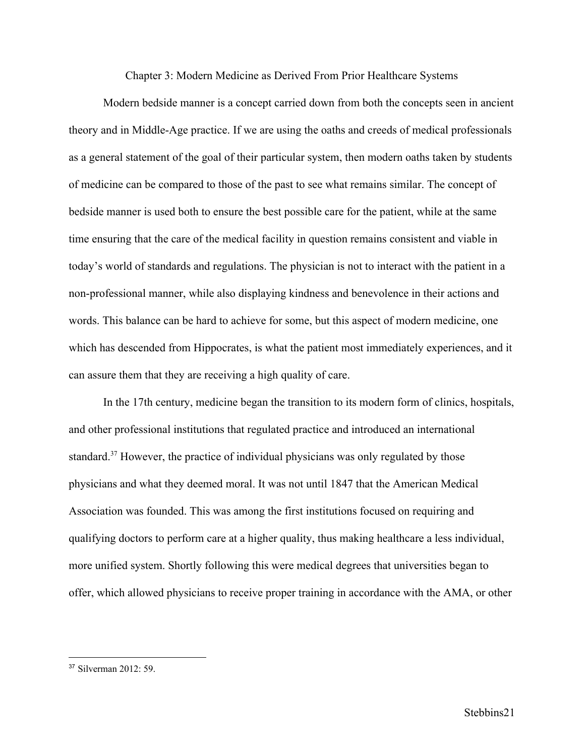## Chapter 3: Modern Medicine as Derived From Prior Healthcare Systems

Modern bedside manner is a concept carried down from both the concepts seen in ancient theory and in Middle-Age practice. If we are using the oaths and creeds of medical professionals as a general statement of the goal of their particular system, then modern oaths taken by students of medicine can be compared to those of the past to see what remains similar. The concept of bedside manner is used both to ensure the best possible care for the patient, while at the same time ensuring that the care of the medical facility in question remains consistent and viable in today's world of standards and regulations. The physician is not to interact with the patient in a non-professional manner, while also displaying kindness and benevolence in their actions and words. This balance can be hard to achieve for some, but this aspect of modern medicine, one which has descended from Hippocrates, is what the patient most immediately experiences, and it can assure them that they are receiving a high quality of care.

In the 17th century, medicine began the transition to its modern form of clinics, hospitals, and other professional institutions that regulated practice and introduced an international standard.[37] However, the practice of individual physicians was only regulated by those physicians and what they deemed moral. It was not until 1847 that the American Medical Association was founded. This was among the first institutions focused on requiring and qualifying doctors to perform care at a higher quality, thus making healthcare a less individual, more unified system. Shortly following this were medical degrees that universities began to offer, which allowed physicians to receive proper training in accordance with the AMA, or other

---

[37] Silverman 2012: 59.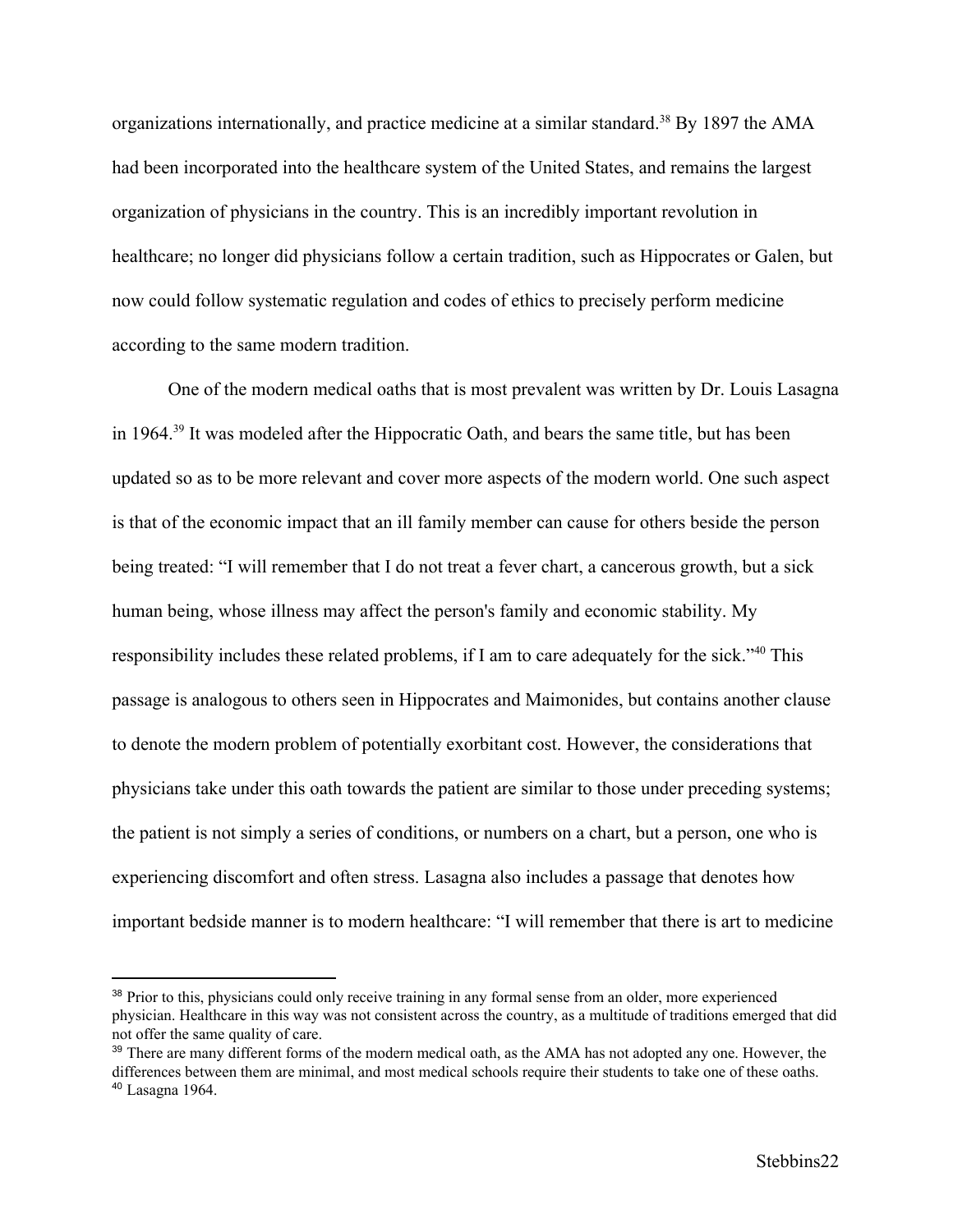organizations internationally, and practice medicine at a similar standard.[38] By 1897 the AMA had been incorporated into the healthcare system of the United States, and remains the largest organization of physicians in the country. This is an incredibly important revolution in healthcare; no longer did physicians follow a certain tradition, such as Hippocrates or Galen, but now could follow systematic regulation and codes of ethics to precisely perform medicine according to the same modern tradition.

One of the modern medical oaths that is most prevalent was written by Dr. Louis Lasagna in 1964.[39] It was modeled after the Hippocratic Oath, and bears the same title, but has been updated so as to be more relevant and cover more aspects of the modern world. One such aspect is that of the economic impact that an ill family member can cause for others beside the person being treated: "I will remember that I do not treat a fever chart, a cancerous growth, but a sick human being, whose illness may affect the person's family and economic stability. My responsibility includes these related problems, if I am to care adequately for the sick."[40] This passage is analogous to others seen in Hippocrates and Maimonides, but contains another clause to denote the modern problem of potentially exorbitant cost. However, the considerations that physicians take under this oath towards the patient are similar to those under preceding systems; the patient is not simply a series of conditions, or numbers on a chart, but a person, one who is experiencing discomfort and often stress. Lasagna also includes a passage that denotes how important bedside manner is to modern healthcare: "I will remember that there is art to medicine

---

[38] Prior to this, physicians could only receive training in any formal sense from an older, more experienced physician. Healthcare in this way was not consistent across the country, as a multitude of traditions emerged that did not offer the same quality of care.

[39] There are many different forms of the modern medical oath, as the AMA has not adopted any one. However, the differences between them are minimal, and most medical schools require their students to take one of these oaths.

[40] Lasagna 1964.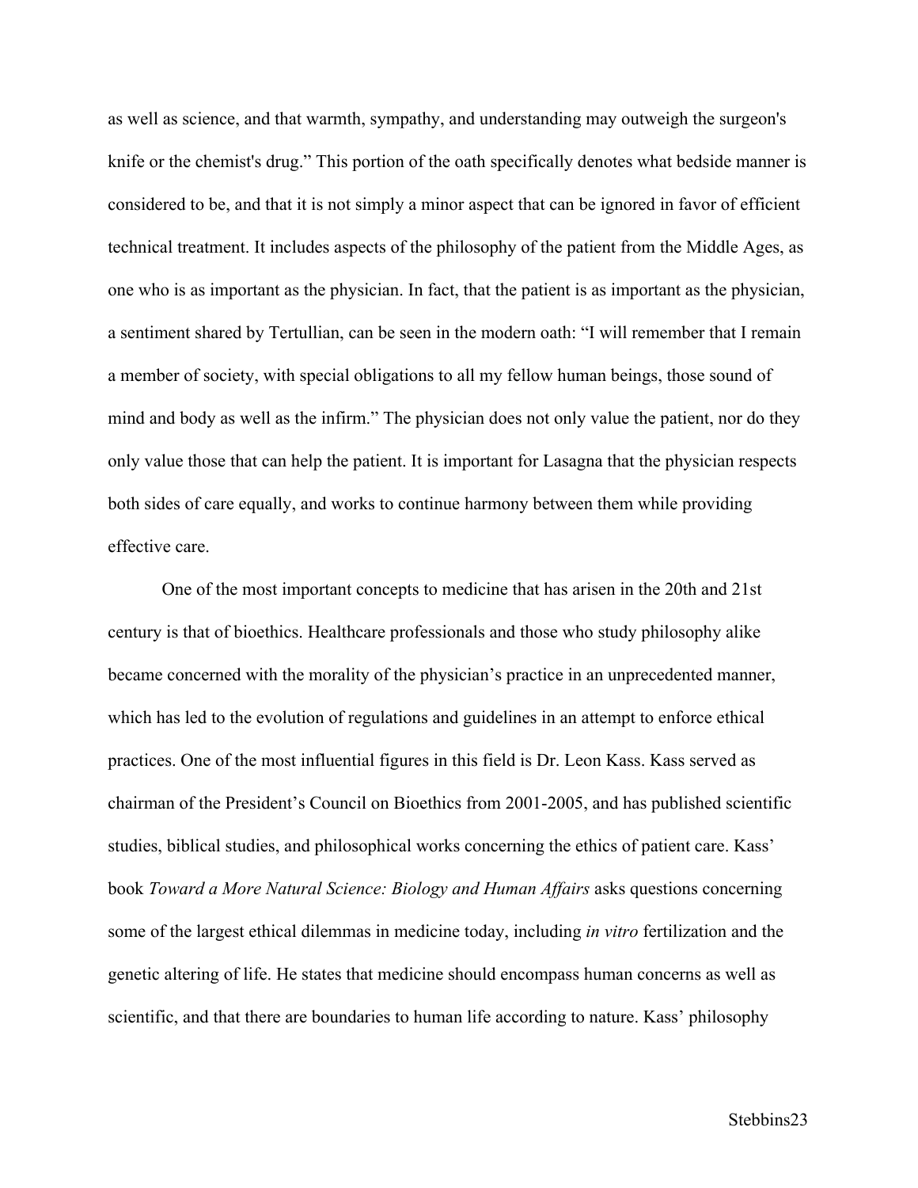as well as science, and that warmth, sympathy, and understanding may outweigh the surgeon's knife or the chemist's drug." This portion of the oath specifically denotes what bedside manner is considered to be, and that it is not simply a minor aspect that can be ignored in favor of efficient technical treatment. It includes aspects of the philosophy of the patient from the Middle Ages, as one who is as important as the physician. In fact, that the patient is as important as the physician, a sentiment shared by Tertullian, can be seen in the modern oath: "I will remember that I remain a member of society, with special obligations to all my fellow human beings, those sound of mind and body as well as the infirm." The physician does not only value the patient, nor do they only value those that can help the patient. It is important for Lasagna that the physician respects both sides of care equally, and works to continue harmony between them while providing effective care.

One of the most important concepts to medicine that has arisen in the 20th and 21st century is that of bioethics. Healthcare professionals and those who study philosophy alike became concerned with the morality of the physician's practice in an unprecedented manner, which has led to the evolution of regulations and guidelines in an attempt to enforce ethical practices. One of the most influential figures in this field is Dr. Leon Kass. Kass served as chairman of the President's Council on Bioethics from 2001-2005, and has published scientific studies, biblical studies, and philosophical works concerning the ethics of patient care. Kass' book *Toward a More Natural Science: Biology and Human Affairs* asks questions concerning some of the largest ethical dilemmas in medicine today, including *in vitro* fertilization and the genetic altering of life. He states that medicine should encompass human concerns as well as scientific, and that there are boundaries to human life according to nature. Kass' philosophy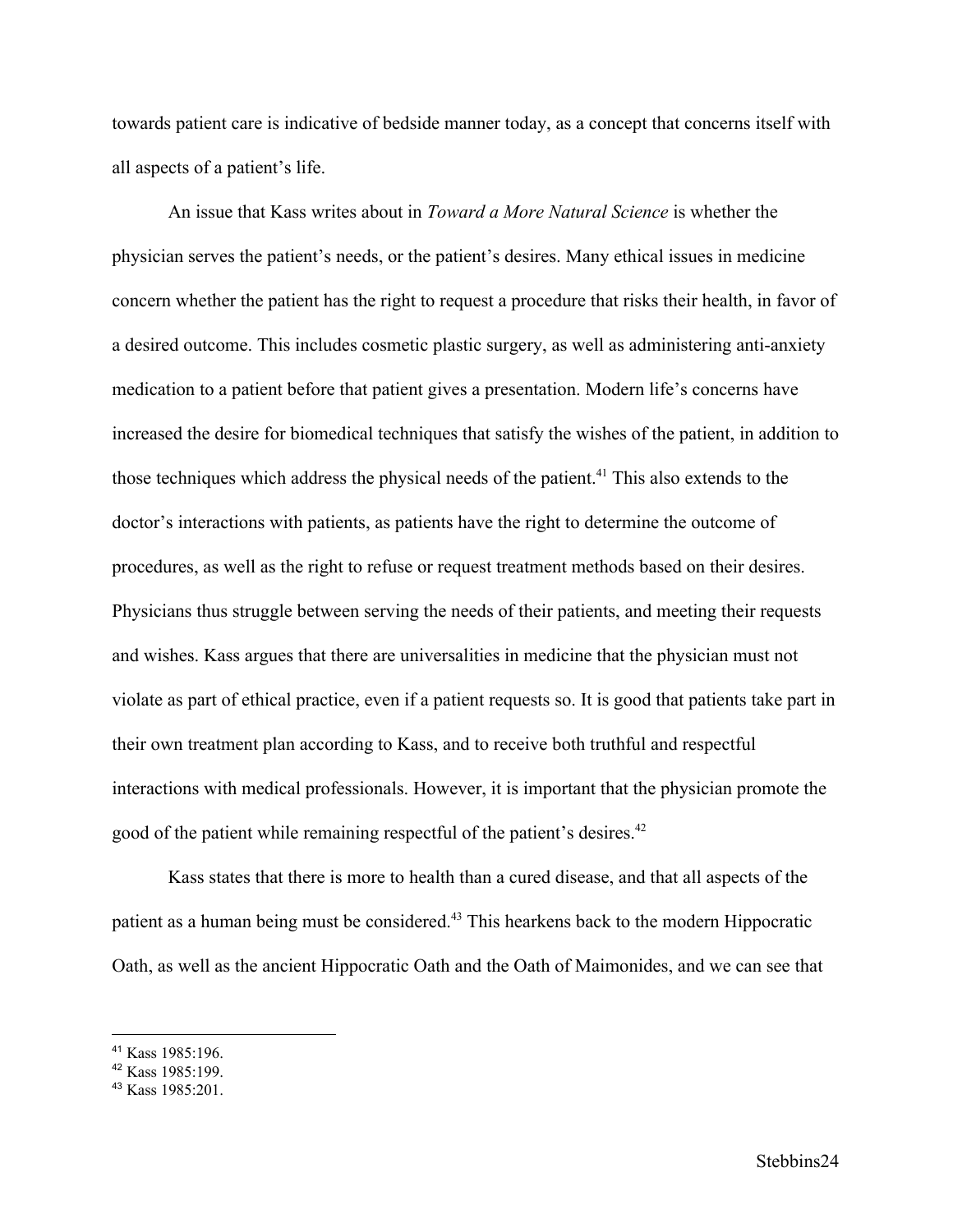towards patient care is indicative of bedside manner today, as a concept that concerns itself with all aspects of a patient's life.

An issue that Kass writes about in *Toward a More Natural Science* is whether the physician serves the patient's needs, or the patient's desires. Many ethical issues in medicine concern whether the patient has the right to request a procedure that risks their health, in favor of a desired outcome. This includes cosmetic plastic surgery, as well as administering anti-anxiety medication to a patient before that patient gives a presentation. Modern life's concerns have increased the desire for biomedical techniques that satisfy the wishes of the patient, in addition to those techniques which address the physical needs of the patient.[41] This also extends to the doctor's interactions with patients, as patients have the right to determine the outcome of procedures, as well as the right to refuse or request treatment methods based on their desires. Physicians thus struggle between serving the needs of their patients, and meeting their requests and wishes. Kass argues that there are universalities in medicine that the physician must not violate as part of ethical practice, even if a patient requests so. It is good that patients take part in their own treatment plan according to Kass, and to receive both truthful and respectful interactions with medical professionals. However, it is important that the physician promote the good of the patient while remaining respectful of the patient's desires.[42]

Kass states that there is more to health than a cured disease, and that all aspects of the patient as a human being must be considered.[43] This hearkens back to the modern Hippocratic Oath, as well as the ancient Hippocratic Oath and the Oath of Maimonides, and we can see that

---

[41] Kass 1985:196.

[42] Kass 1985:199.

[43] Kass 1985:201.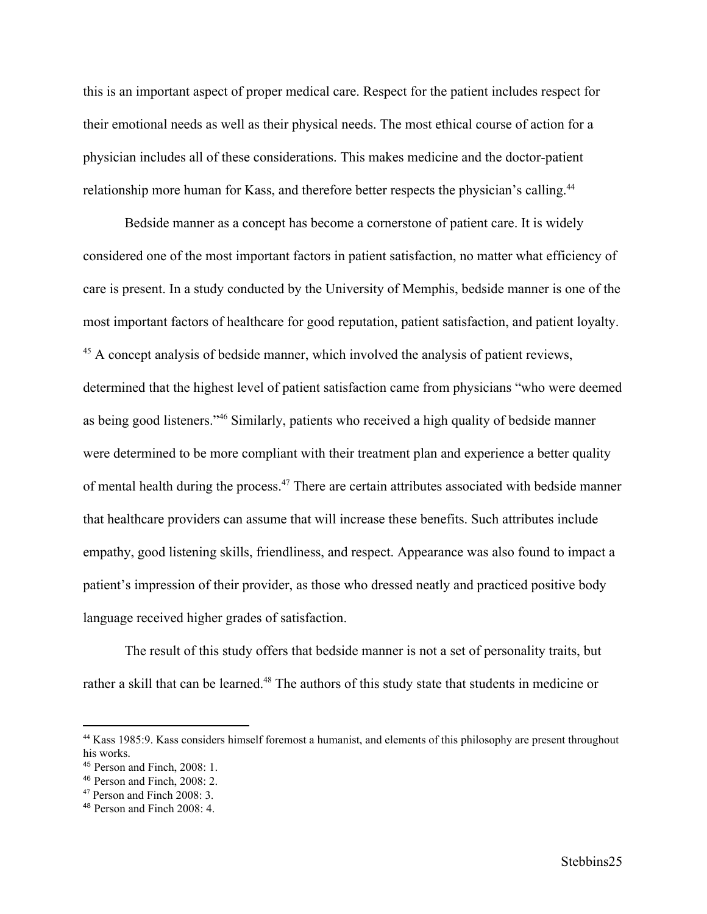this is an important aspect of proper medical care. Respect for the patient includes respect for their emotional needs as well as their physical needs. The most ethical course of action for a physician includes all of these considerations. This makes medicine and the doctor-patient relationship more human for Kass, and therefore better respects the physician's calling.[44]

Bedside manner as a concept has become a cornerstone of patient care. It is widely considered one of the most important factors in patient satisfaction, no matter what efficiency of care is present. In a study conducted by the University of Memphis, bedside manner is one of the most important factors of healthcare for good reputation, patient satisfaction, and patient loyalty. [45] A concept analysis of bedside manner, which involved the analysis of patient reviews, determined that the highest level of patient satisfaction came from physicians "who were deemed as being good listeners."[46] Similarly, patients who received a high quality of bedside manner were determined to be more compliant with their treatment plan and experience a better quality of mental health during the process.[47] There are certain attributes associated with bedside manner that healthcare providers can assume that will increase these benefits. Such attributes include empathy, good listening skills, friendliness, and respect. Appearance was also found to impact a patient's impression of their provider, as those who dressed neatly and practiced positive body language received higher grades of satisfaction.

The result of this study offers that bedside manner is not a set of personality traits, but rather a skill that can be learned.[48] The authors of this study state that students in medicine or

---

[44] Kass 1985:9. Kass considers himself foremost a humanist, and elements of this philosophy are present throughout his works.

[45] Person and Finch, 2008: 1.

[46] Person and Finch, 2008: 2.

[47] Person and Finch 2008: 3.

[48] Person and Finch 2008: 4.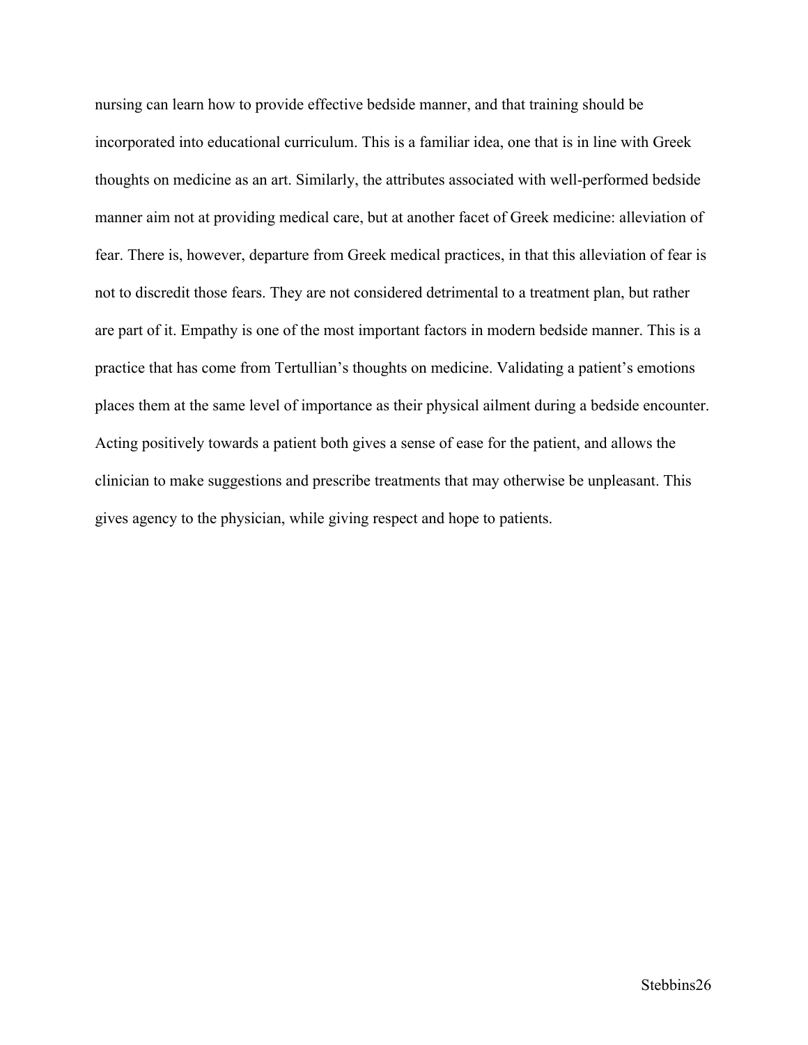nursing can learn how to provide effective bedside manner, and that training should be incorporated into educational curriculum. This is a familiar idea, one that is in line with Greek thoughts on medicine as an art. Similarly, the attributes associated with well-performed bedside manner aim not at providing medical care, but at another facet of Greek medicine: alleviation of fear. There is, however, departure from Greek medical practices, in that this alleviation of fear is not to discredit those fears. They are not considered detrimental to a treatment plan, but rather are part of it. Empathy is one of the most important factors in modern bedside manner. This is a practice that has come from Tertullian's thoughts on medicine. Validating a patient's emotions places them at the same level of importance as their physical ailment during a bedside encounter. Acting positively towards a patient both gives a sense of ease for the patient, and allows the clinician to make suggestions and prescribe treatments that may otherwise be unpleasant. This gives agency to the physician, while giving respect and hope to patients.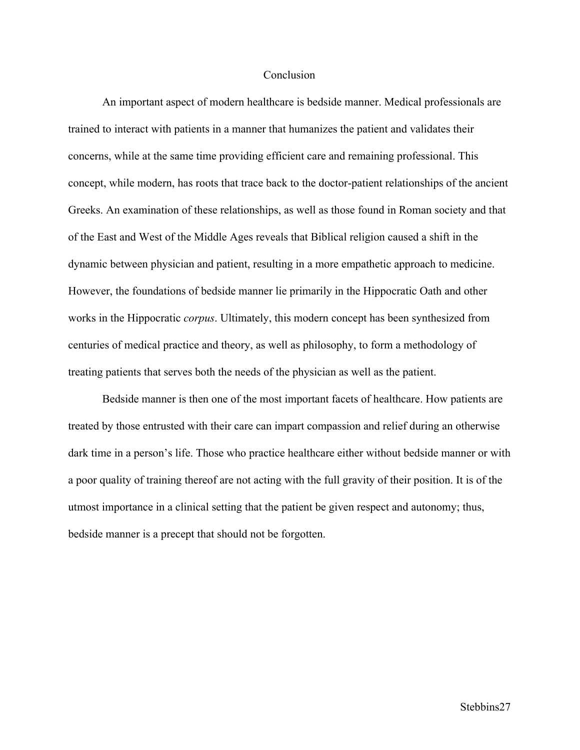# Conclusion

An important aspect of modern healthcare is bedside manner. Medical professionals are trained to interact with patients in a manner that humanizes the patient and validates their concerns, while at the same time providing efficient care and remaining professional. This concept, while modern, has roots that trace back to the doctor-patient relationships of the ancient Greeks. An examination of these relationships, as well as those found in Roman society and that of the East and West of the Middle Ages reveals that Biblical religion caused a shift in the dynamic between physician and patient, resulting in a more empathetic approach to medicine. However, the foundations of bedside manner lie primarily in the Hippocratic Oath and other works in the Hippocratic *corpus*. Ultimately, this modern concept has been synthesized from centuries of medical practice and theory, as well as philosophy, to form a methodology of treating patients that serves both the needs of the physician as well as the patient.

Bedside manner is then one of the most important facets of healthcare. How patients are treated by those entrusted with their care can impart compassion and relief during an otherwise dark time in a person's life. Those who practice healthcare either without bedside manner or with a poor quality of training thereof are not acting with the full gravity of their position. It is of the utmost importance in a clinical setting that the patient be given respect and autonomy; thus, bedside manner is a precept that should not be forgotten.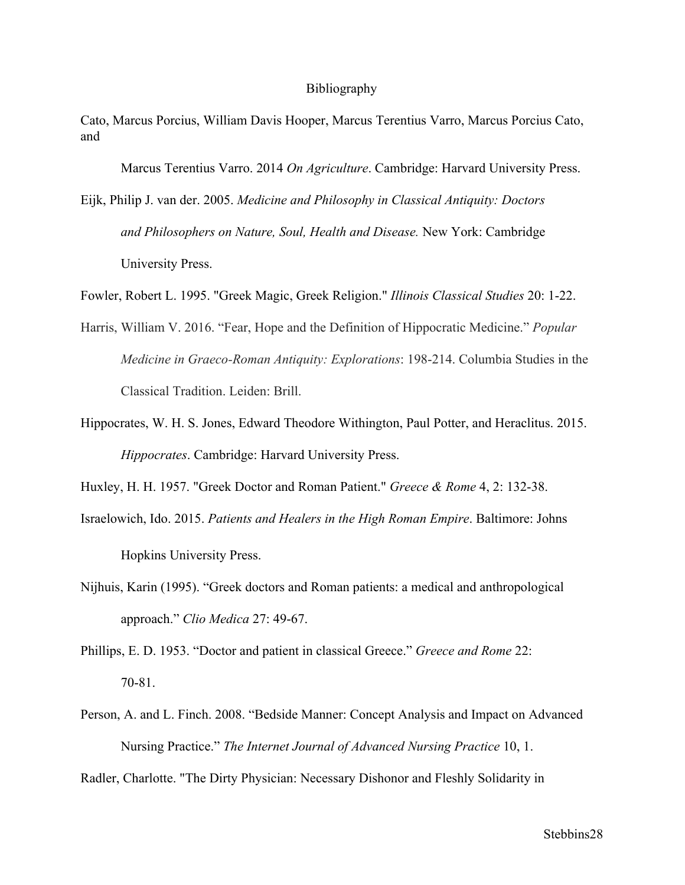# Bibliography

Cato, Marcus Porcius, William Davis Hooper, Marcus Terentius Varro, Marcus Porcius Cato, and Marcus Terentius Varro. 2014 *On Agriculture*. Cambridge: Harvard University Press.

Eijk, Philip J. van der. 2005. *Medicine and Philosophy in Classical Antiquity: Doctors and Philosophers on Nature, Soul, Health and Disease.* New York: Cambridge University Press.

Fowler, Robert L. 1995. "Greek Magic, Greek Religion." *Illinois Classical Studies* 20: 1-22.

Harris, William V. 2016. "Fear, Hope and the Definition of Hippocratic Medicine." *Popular Medicine in Graeco-Roman Antiquity: Explorations*: 198-214. Columbia Studies in the Classical Tradition. Leiden: Brill.

Hippocrates, W. H. S. Jones, Edward Theodore Withington, Paul Potter, and Heraclitus. 2015. *Hippocrates*. Cambridge: Harvard University Press.

Huxley, H. H. 1957. "Greek Doctor and Roman Patient." *Greece & Rome* 4, 2: 132-38.

Israelowich, Ido. 2015. *Patients and Healers in the High Roman Empire*. Baltimore: Johns Hopkins University Press.

Nijhuis, Karin (1995). "Greek doctors and Roman patients: a medical and anthropological approach." *Clio Medica* 27: 49-67.

Phillips, E. D. 1953. "Doctor and patient in classical Greece." *Greece and Rome* 22: 70-81.

Person, A. and L. Finch. 2008. "Bedside Manner: Concept Analysis and Impact on Advanced Nursing Practice." *The Internet Journal of Advanced Nursing Practice* 10, 1.

Radler, Charlotte. "The Dirty Physician: Necessary Dishonor and Fleshly Solidarity in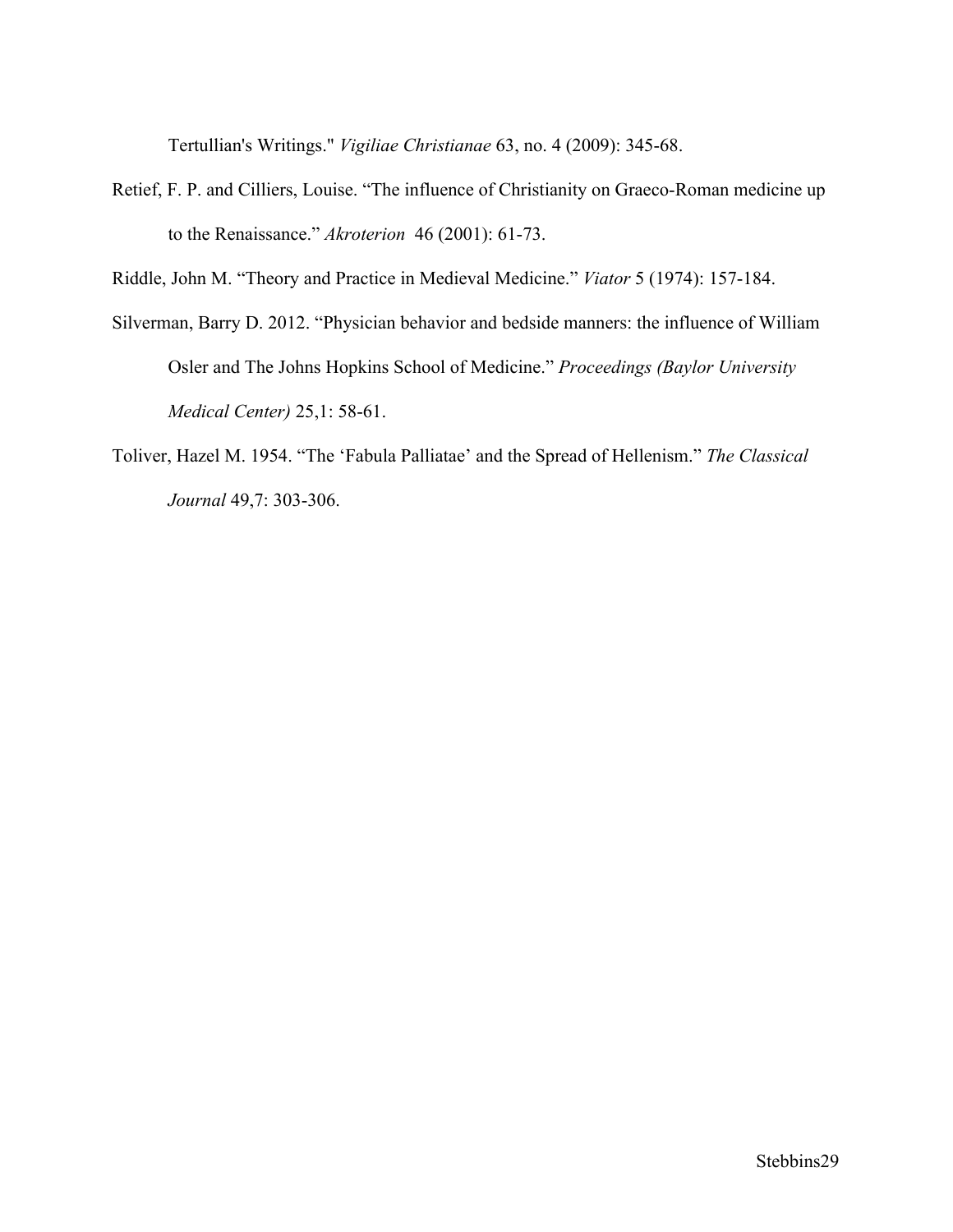Tertullian's Writings." *Vigiliae Christianae* 63, no. 4 (2009): 345-68.

Retief, F. P. and Cilliers, Louise. "The influence of Christianity on Graeco-Roman medicine up to the Renaissance." *Akroterion* 46 (2001): 61-73.

Riddle, John M. "Theory and Practice in Medieval Medicine." *Viator* 5 (1974): 157-184.

Silverman, Barry D. 2012. "Physician behavior and bedside manners: the influence of William Osler and The Johns Hopkins School of Medicine." *Proceedings (Baylor University Medical Center)* 25,1: 58-61.

Toliver, Hazel M. 1954. "The 'Fabula Palliatae' and the Spread of Hellenism." *The Classical Journal* 49,7: 303-306.